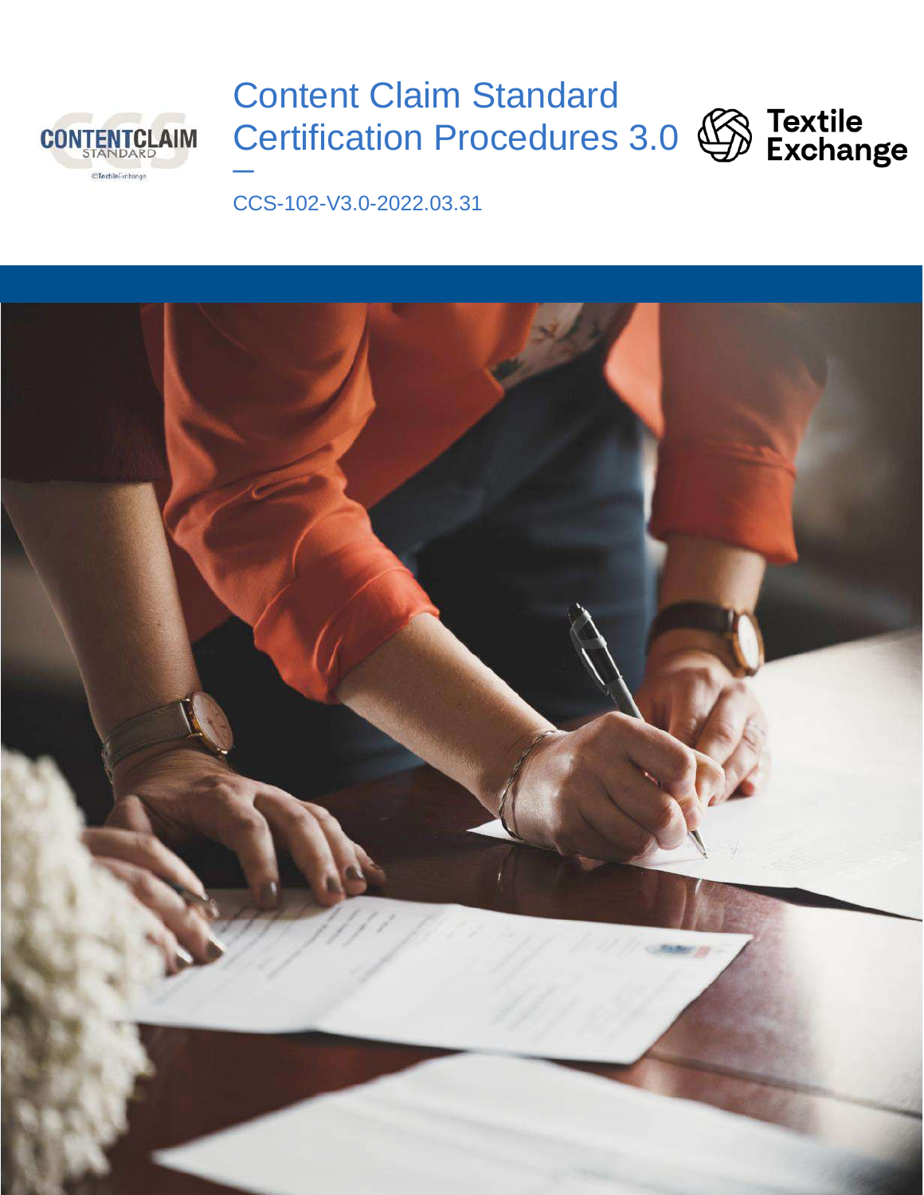# Content Claim Standard Certification Procedures 3.0

—

CCS-102-V3.0-2022.03.31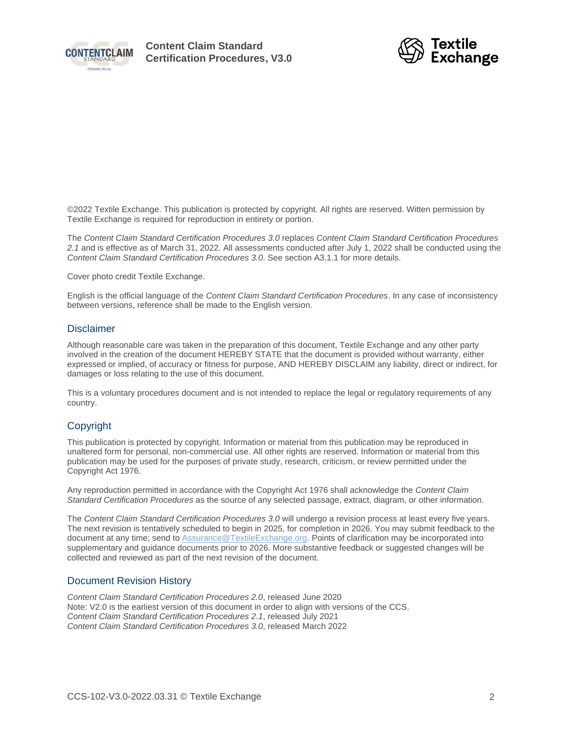©2022 Textile Exchange. This publication is protected by copyright. All rights are reserved. Witten permission by Textile Exchange is required for reproduction in entirety or portion.

The *Content Claim Standard Certification Procedures 3.0* replaces *Content Claim Standard Certification Procedures 2.1* and is effective as of March 31, 2022. All assessments conducted after July 1, 2022 shall be conducted using the *Content Claim Standard Certification Procedures 3.0*. See section A3.1.1 for more details.

Cover photo credit Textile Exchange.

English is the official language of the *Content Claim Standard Certification Procedures*. In any case of inconsistency between versions, reference shall be made to the English version.

## Disclaimer

Although reasonable care was taken in the preparation of this document, Textile Exchange and any other party involved in the creation of the document HEREBY STATE that the document is provided without warranty, either expressed or implied, of accuracy or fitness for purpose, AND HEREBY DISCLAIM any liability, direct or indirect, for damages or loss relating to the use of this document.

This is a voluntary procedures document and is not intended to replace the legal or regulatory requirements of any country.

## Copyright

This publication is protected by copyright. Information or material from this publication may be reproduced in unaltered form for personal, non-commercial use. All other rights are reserved. Information or material from this publication may be used for the purposes of private study, research, criticism, or review permitted under the Copyright Act 1976.

Any reproduction permitted in accordance with the Copyright Act 1976 shall acknowledge the *Content Claim Standard Certification Procedures* as the source of any selected passage, extract, diagram, or other information.

The *Content Claim Standard Certification Procedures 3.0* will undergo a revision process at least every five years. The next revision is tentatively scheduled to begin in 2025, for completion in 2026. You may submit feedback to the document at any time; send to Assurance@TextileExchange.org. Points of clarification may be incorporated into supplementary and guidance documents prior to 2026. More substantive feedback or suggested changes will be collected and reviewed as part of the next revision of the document.

## Document Revision History

*Content Claim Standard Certification Procedures 2.0*, released June 2020
Note: V2.0 is the earliest version of this document in order to align with versions of the CCS.
*Content Claim Standard Certification Procedures 2.1*, released July 2021
*Content Claim Standard Certification Procedures 3.0*, released March 2022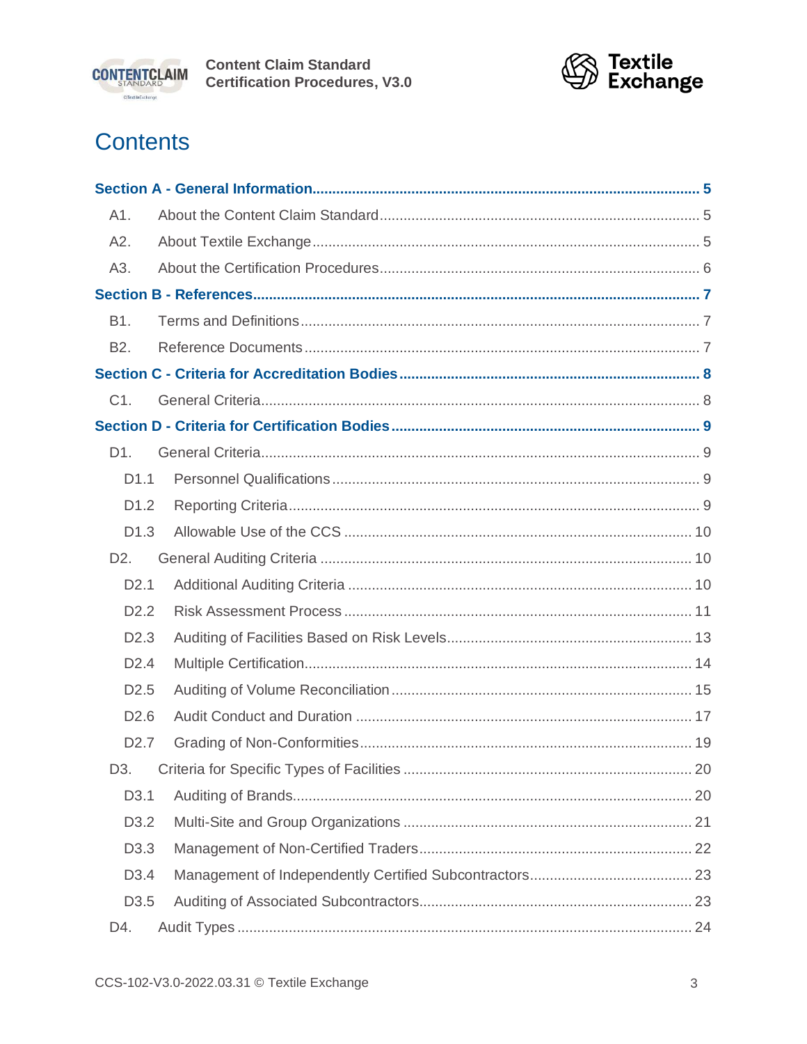# Contents

**Section A - General Information** .......... **5**

A1. About the Content Claim Standard .......... 5

A2. About Textile Exchange .......... 5

A3. About the Certification Procedures .......... 6

**Section B - References** .......... **7**

B1. Terms and Definitions .......... 7

B2. Reference Documents .......... 7

**Section C - Criteria for Accreditation Bodies** .......... **8**

C1. General Criteria .......... 8

**Section D - Criteria for Certification Bodies** .......... **9**

D1. General Criteria .......... 9

D1.1 Personnel Qualifications .......... 9

D1.2 Reporting Criteria .......... 9

D1.3 Allowable Use of the CCS .......... 10

D2. General Auditing Criteria .......... 10

D2.1 Additional Auditing Criteria .......... 10

D2.2 Risk Assessment Process .......... 11

D2.3 Auditing of Facilities Based on Risk Levels .......... 13

D2.4 Multiple Certification .......... 14

D2.5 Auditing of Volume Reconciliation .......... 15

D2.6 Audit Conduct and Duration .......... 17

D2.7 Grading of Non-Conformities .......... 19

D3. Criteria for Specific Types of Facilities .......... 20

D3.1 Auditing of Brands .......... 20

D3.2 Multi-Site and Group Organizations .......... 21

D3.3 Management of Non-Certified Traders .......... 22

D3.4 Management of Independently Certified Subcontractors .......... 23

D3.5 Auditing of Associated Subcontractors .......... 23

D4. Audit Types .......... 24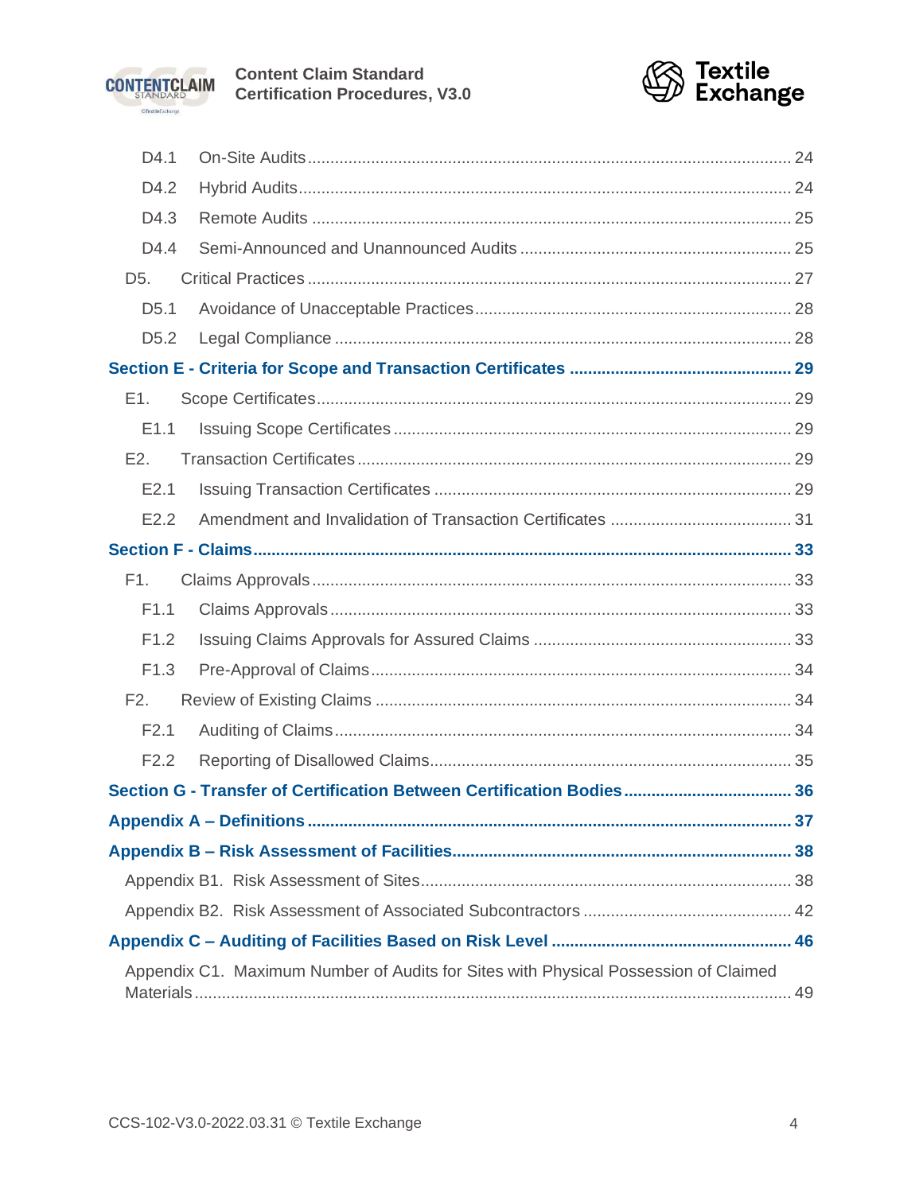D4.1 On-Site Audits ... 24

D4.2 Hybrid Audits ... 24

D4.3 Remote Audits ... 25

D4.4 Semi-Announced and Unannounced Audits ... 25

D5. Critical Practices ... 27

D5.1 Avoidance of Unacceptable Practices ... 28

D5.2 Legal Compliance ... 28

**Section E - Criteria for Scope and Transaction Certificates ... 29**

E1. Scope Certificates ... 29

E1.1 Issuing Scope Certificates ... 29

E2. Transaction Certificates ... 29

E2.1 Issuing Transaction Certificates ... 29

E2.2 Amendment and Invalidation of Transaction Certificates ... 31

**Section F - Claims ... 33**

F1. Claims Approvals ... 33

F1.1 Claims Approvals ... 33

F1.2 Issuing Claims Approvals for Assured Claims ... 33

F1.3 Pre-Approval of Claims ... 34

F2. Review of Existing Claims ... 34

F2.1 Auditing of Claims ... 34

F2.2 Reporting of Disallowed Claims ... 35

**Section G - Transfer of Certification Between Certification Bodies ... 36**

**Appendix A – Definitions ... 37**

**Appendix B – Risk Assessment of Facilities ... 38**

Appendix B1. Risk Assessment of Sites ... 38

Appendix B2. Risk Assessment of Associated Subcontractors ... 42

**Appendix C – Auditing of Facilities Based on Risk Level ... 46**

Appendix C1. Maximum Number of Audits for Sites with Physical Possession of Claimed Materials ... 49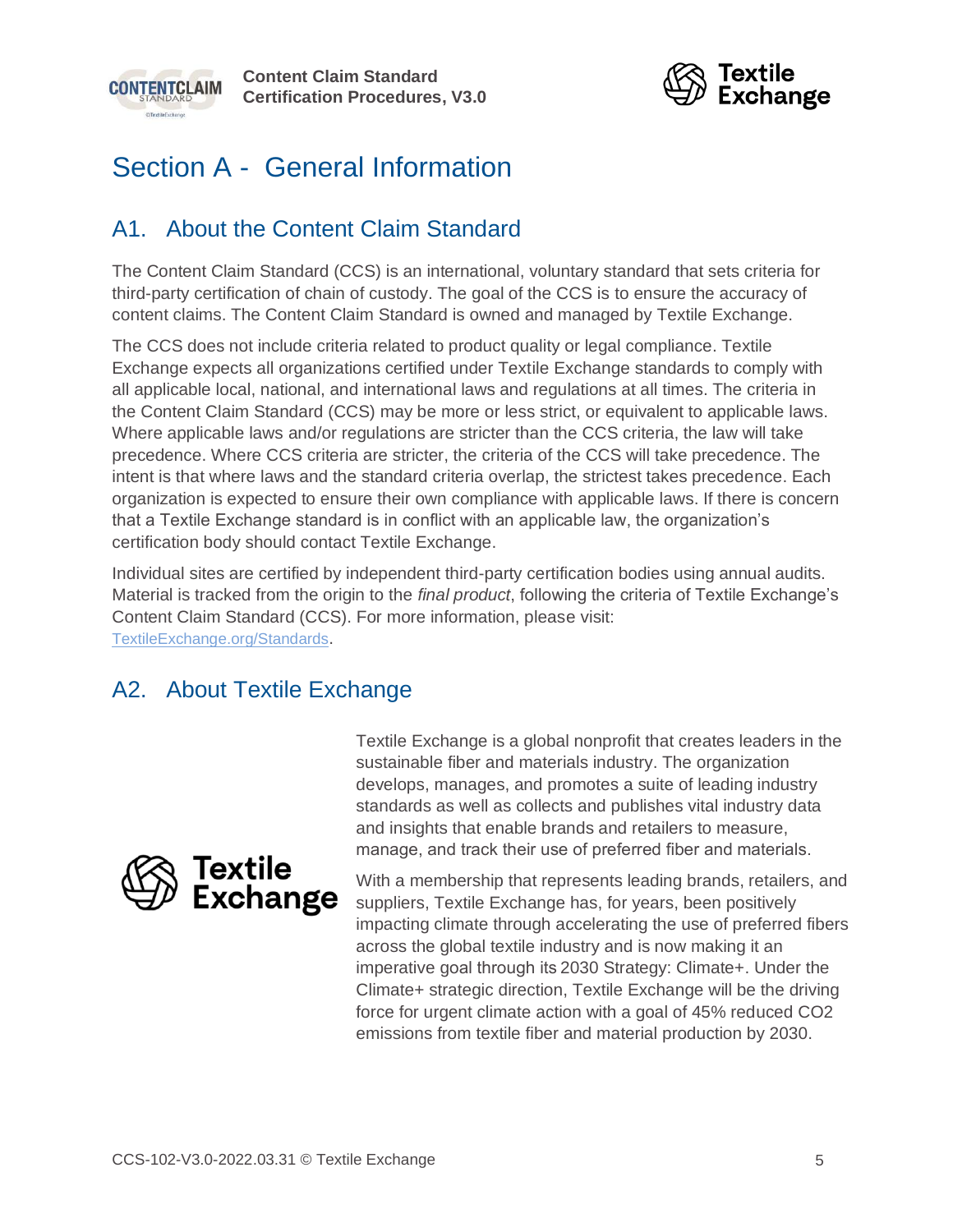# Section A - General Information

## A1. About the Content Claim Standard

The Content Claim Standard (CCS) is an international, voluntary standard that sets criteria for third-party certification of chain of custody. The goal of the CCS is to ensure the accuracy of content claims. The Content Claim Standard is owned and managed by Textile Exchange.

The CCS does not include criteria related to product quality or legal compliance. Textile Exchange expects all organizations certified under Textile Exchange standards to comply with all applicable local, national, and international laws and regulations at all times. The criteria in the Content Claim Standard (CCS) may be more or less strict, or equivalent to applicable laws. Where applicable laws and/or regulations are stricter than the CCS criteria, the law will take precedence. Where CCS criteria are stricter, the criteria of the CCS will take precedence. The intent is that where laws and the standard criteria overlap, the strictest takes precedence. Each organization is expected to ensure their own compliance with applicable laws. If there is concern that a Textile Exchange standard is in conflict with an applicable law, the organization's certification body should contact Textile Exchange.

Individual sites are certified by independent third-party certification bodies using annual audits. Material is tracked from the origin to the *final product*, following the criteria of Textile Exchange's Content Claim Standard (CCS). For more information, please visit: TextileExchange.org/Standards.

## A2. About Textile Exchange

Textile Exchange is a global nonprofit that creates leaders in the sustainable fiber and materials industry. The organization develops, manages, and promotes a suite of leading industry standards as well as collects and publishes vital industry data and insights that enable brands and retailers to measure, manage, and track their use of preferred fiber and materials.

With a membership that represents leading brands, retailers, and suppliers, Textile Exchange has, for years, been positively impacting climate through accelerating the use of preferred fibers across the global textile industry and is now making it an imperative goal through its 2030 Strategy: Climate+. Under the Climate+ strategic direction, Textile Exchange will be the driving force for urgent climate action with a goal of 45% reduced $CO_2$ emissions from textile fiber and material production by 2030.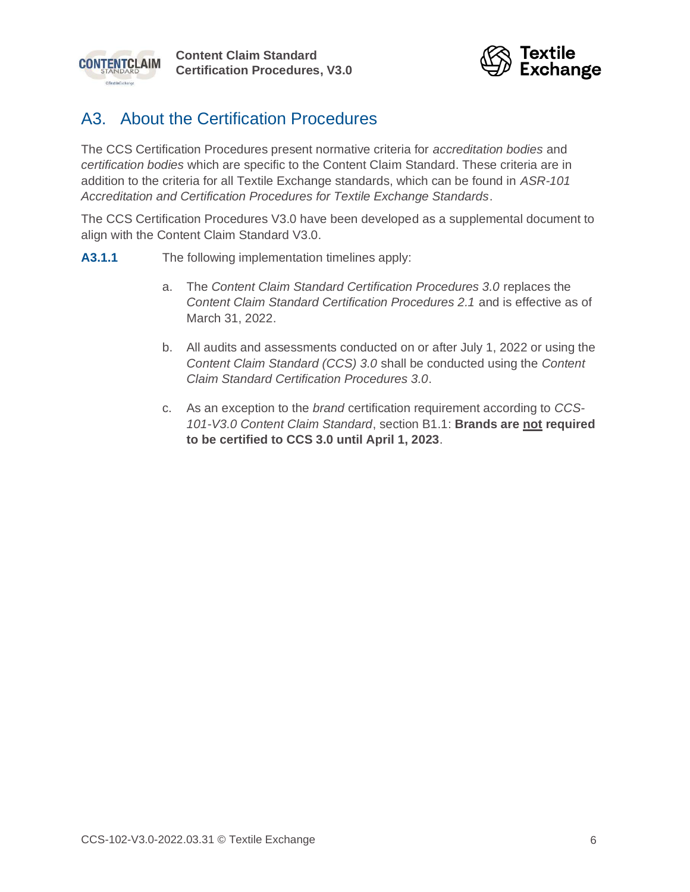## A3. About the Certification Procedures

The CCS Certification Procedures present normative criteria for *accreditation bodies* and *certification bodies* which are specific to the Content Claim Standard. These criteria are in addition to the criteria for all Textile Exchange standards, which can be found in *ASR-101 Accreditation and Certification Procedures for Textile Exchange Standards*.

The CCS Certification Procedures V3.0 have been developed as a supplemental document to align with the Content Claim Standard V3.0.

**A3.1.1** The following implementation timelines apply:

a. The *Content Claim Standard Certification Procedures 3.0* replaces the *Content Claim Standard Certification Procedures 2.1* and is effective as of March 31, 2022.

b. All audits and assessments conducted on or after July 1, 2022 or using the *Content Claim Standard (CCS) 3.0* shall be conducted using the *Content Claim Standard Certification Procedures 3.0*.

c. As an exception to the *brand* certification requirement according to *CCS-101-V3.0 Content Claim Standard*, section B1.1: **Brands are <u>not</u> required to be certified to CCS 3.0 until April 1, 2023**.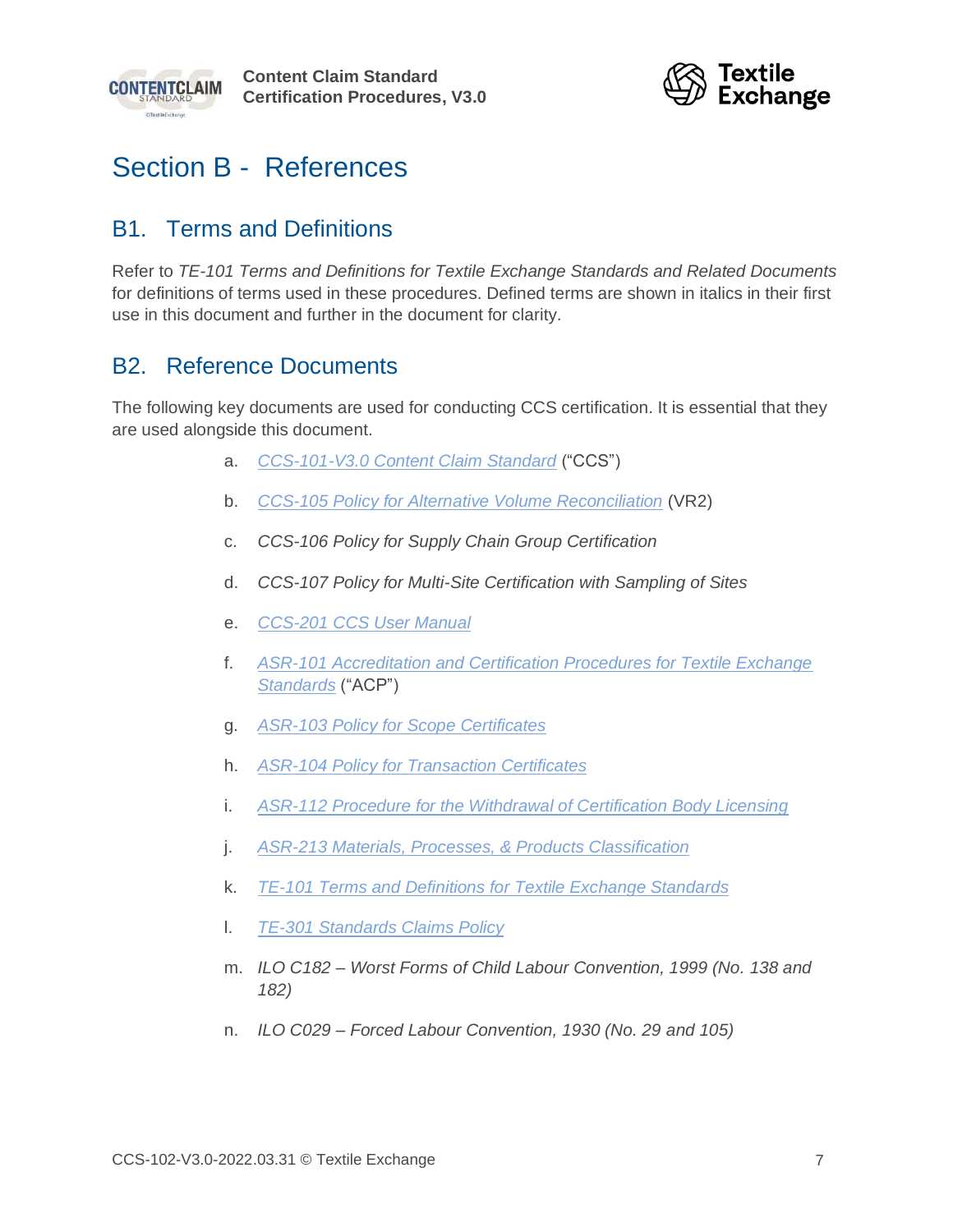# Section B - References

## B1. Terms and Definitions

Refer to *TE-101 Terms and Definitions for Textile Exchange Standards and Related Documents* for definitions of terms used in these procedures. Defined terms are shown in italics in their first use in this document and further in the document for clarity.

## B2. Reference Documents

The following key documents are used for conducting CCS certification. It is essential that they are used alongside this document.

a. *CCS-101-V3.0 Content Claim Standard* ("CCS")

b. *CCS-105 Policy for Alternative Volume Reconciliation* (VR2)

c. *CCS-106 Policy for Supply Chain Group Certification*

d. *CCS-107 Policy for Multi-Site Certification with Sampling of Sites*

e. *CCS-201 CCS User Manual*

f. *ASR-101 Accreditation and Certification Procedures for Textile Exchange Standards* ("ACP")

g. *ASR-103 Policy for Scope Certificates*

h. *ASR-104 Policy for Transaction Certificates*

i. *ASR-112 Procedure for the Withdrawal of Certification Body Licensing*

j. *ASR-213 Materials, Processes, & Products Classification*

k. *TE-101 Terms and Definitions for Textile Exchange Standards*

l. *TE-301 Standards Claims Policy*

m. *ILO C182 – Worst Forms of Child Labour Convention, 1999 (No. 138 and 182)*

n. *ILO C029 – Forced Labour Convention, 1930 (No. 29 and 105)*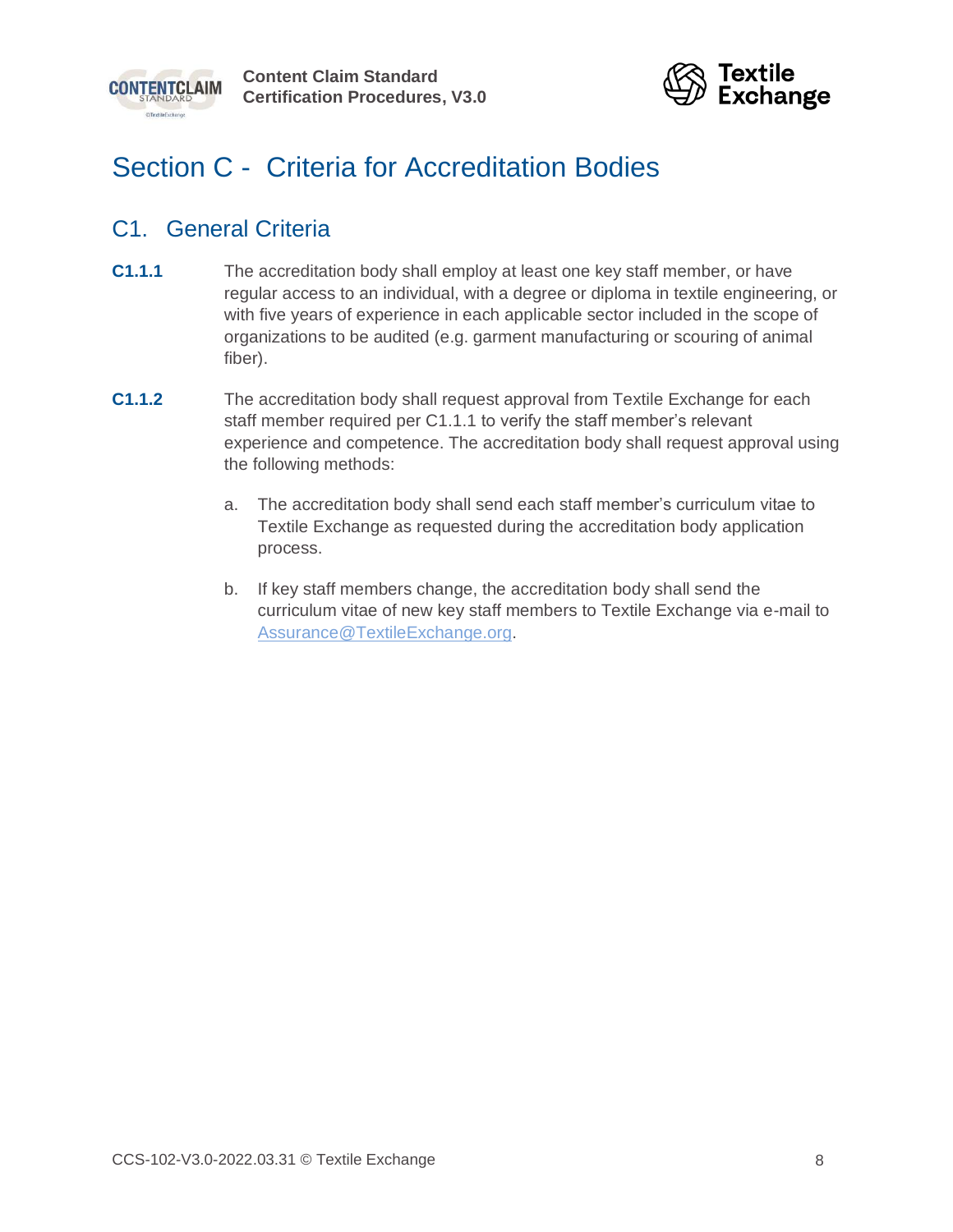# Section C - Criteria for Accreditation Bodies

## C1. General Criteria

**C1.1.1** The accreditation body shall employ at least one key staff member, or have regular access to an individual, with a degree or diploma in textile engineering, or with five years of experience in each applicable sector included in the scope of organizations to be audited (e.g. garment manufacturing or scouring of animal fiber).

**C1.1.2** The accreditation body shall request approval from Textile Exchange for each staff member required per C1.1.1 to verify the staff member's relevant experience and competence. The accreditation body shall request approval using the following methods:

a. The accreditation body shall send each staff member's curriculum vitae to Textile Exchange as requested during the accreditation body application process.

b. If key staff members change, the accreditation body shall send the curriculum vitae of new key staff members to Textile Exchange via e-mail to Assurance@TextileExchange.org.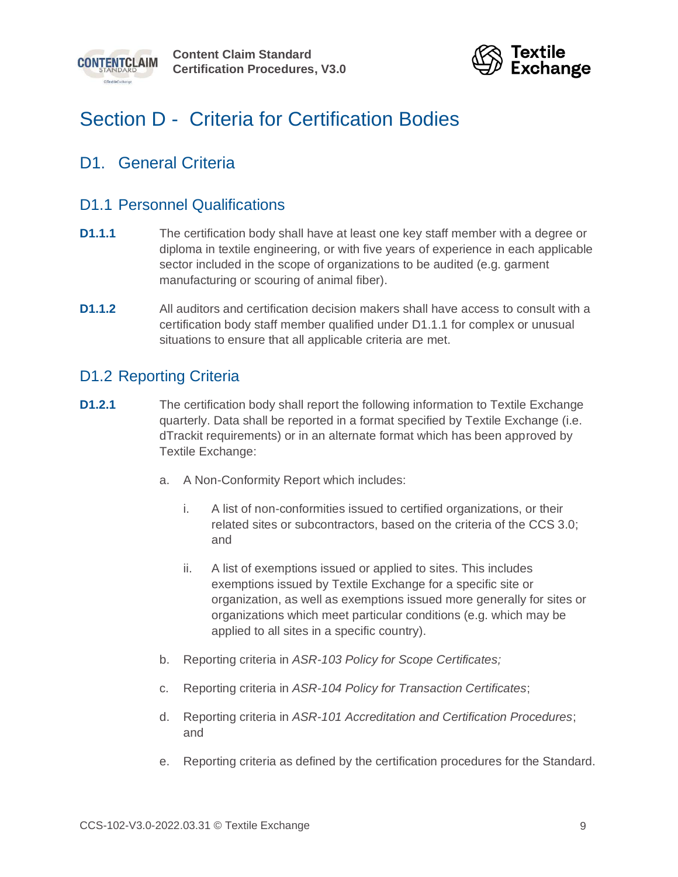# Section D - Criteria for Certification Bodies

## D1. General Criteria

### D1.1 Personnel Qualifications

**D1.1.1** The certification body shall have at least one key staff member with a degree or diploma in textile engineering, or with five years of experience in each applicable sector included in the scope of organizations to be audited (e.g. garment manufacturing or scouring of animal fiber).

**D1.1.2** All auditors and certification decision makers shall have access to consult with a certification body staff member qualified under D1.1.1 for complex or unusual situations to ensure that all applicable criteria are met.

### D1.2 Reporting Criteria

**D1.2.1** The certification body shall report the following information to Textile Exchange quarterly. Data shall be reported in a format specified by Textile Exchange (i.e. dTrackit requirements) or in an alternate format which has been approved by Textile Exchange:

a. A Non-Conformity Report which includes:

   i. A list of non-conformities issued to certified organizations, or their related sites or subcontractors, based on the criteria of the CCS 3.0; and

   ii. A list of exemptions issued or applied to sites. This includes exemptions issued by Textile Exchange for a specific site or organization, as well as exemptions issued more generally for sites or organizations which meet particular conditions (e.g. which may be applied to all sites in a specific country).

b. Reporting criteria in *ASR-103 Policy for Scope Certificates;*

c. Reporting criteria in *ASR-104 Policy for Transaction Certificates*;

d. Reporting criteria in *ASR-101 Accreditation and Certification Procedures*; and

e. Reporting criteria as defined by the certification procedures for the Standard.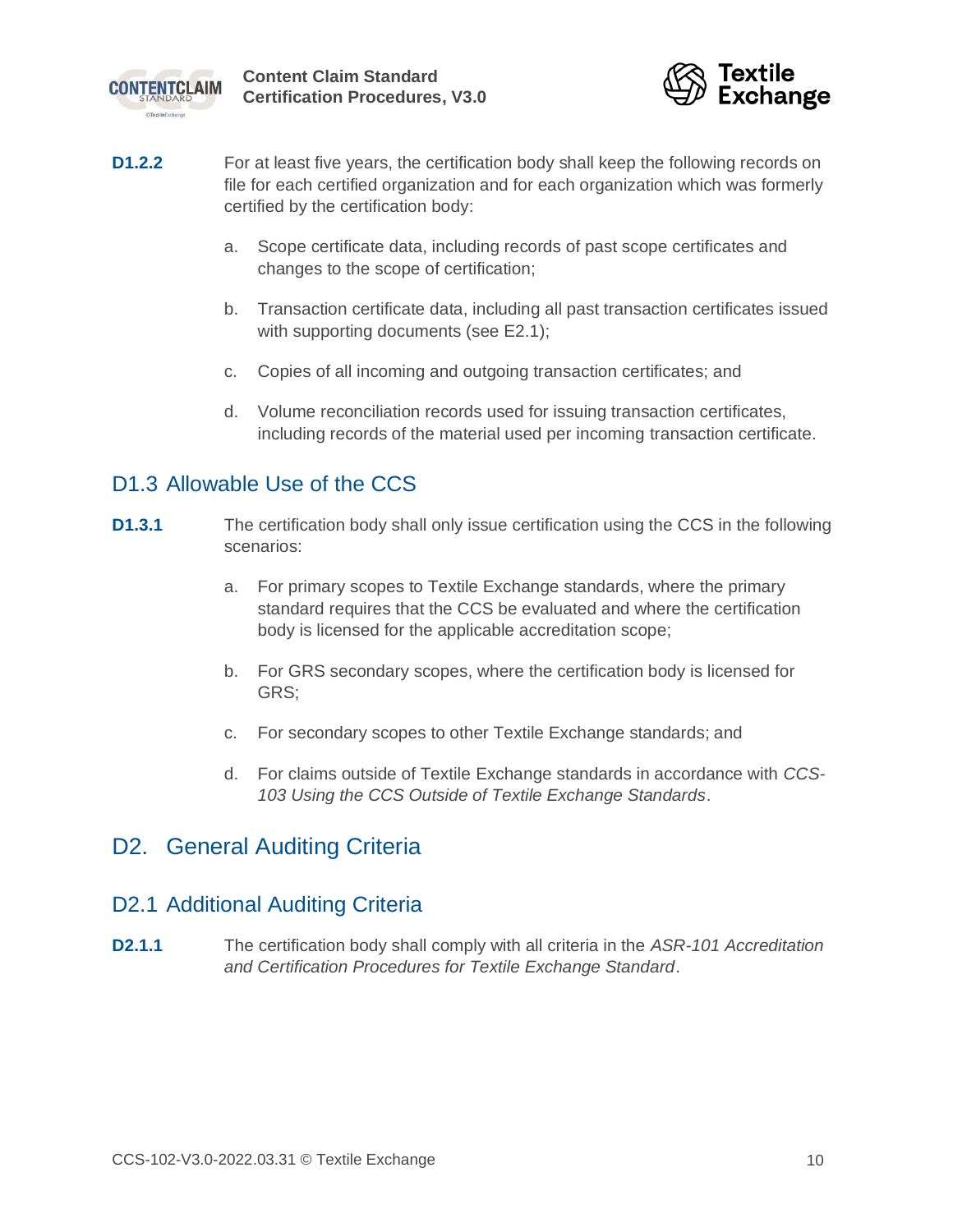**D1.2.2** For at least five years, the certification body shall keep the following records on file for each certified organization and for each organization which was formerly certified by the certification body:

a. Scope certificate data, including records of past scope certificates and changes to the scope of certification;

b. Transaction certificate data, including all past transaction certificates issued with supporting documents (see E2.1);

c. Copies of all incoming and outgoing transaction certificates; and

d. Volume reconciliation records used for issuing transaction certificates, including records of the material used per incoming transaction certificate.

## D1.3 Allowable Use of the CCS

**D1.3.1** The certification body shall only issue certification using the CCS in the following scenarios:

a. For primary scopes to Textile Exchange standards, where the primary standard requires that the CCS be evaluated and where the certification body is licensed for the applicable accreditation scope;

b. For GRS secondary scopes, where the certification body is licensed for GRS;

c. For secondary scopes to other Textile Exchange standards; and

d. For claims outside of Textile Exchange standards in accordance with *CCS-103 Using the CCS Outside of Textile Exchange Standards*.

# D2. General Auditing Criteria

## D2.1 Additional Auditing Criteria

**D2.1.1** The certification body shall comply with all criteria in the *ASR-101 Accreditation and Certification Procedures for Textile Exchange Standard*.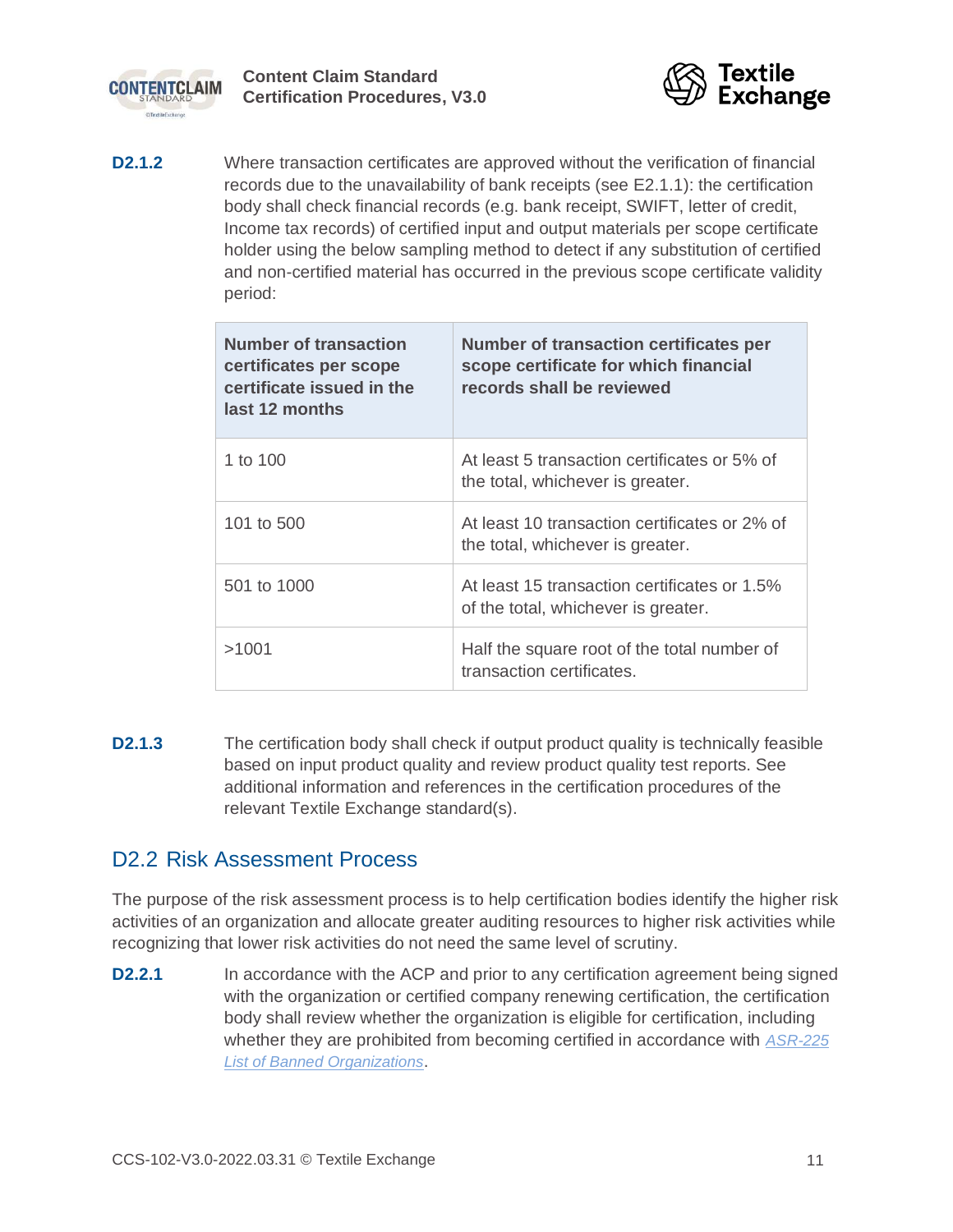**D2.1.2** Where transaction certificates are approved without the verification of financial records due to the unavailability of bank receipts (see E2.1.1): the certification body shall check financial records (e.g. bank receipt, SWIFT, letter of credit, Income tax records) of certified input and output materials per scope certificate holder using the below sampling method to detect if any substitution of certified and non-certified material has occurred in the previous scope certificate validity period:

| Number of transaction certificates per scope certificate issued in the last 12 months | Number of transaction certificates per scope certificate for which financial records shall be reviewed |
|---|---|
| 1 to 100 | At least 5 transaction certificates or 5% of the total, whichever is greater. |
| 101 to 500 | At least 10 transaction certificates or 2% of the total, whichever is greater. |
| 501 to 1000 | At least 15 transaction certificates or 1.5% of the total, whichever is greater. |
| >1001 | Half the square root of the total number of transaction certificates. |

**D2.1.3** The certification body shall check if output product quality is technically feasible based on input product quality and review product quality test reports. See additional information and references in the certification procedures of the relevant Textile Exchange standard(s).

## D2.2 Risk Assessment Process

The purpose of the risk assessment process is to help certification bodies identify the higher risk activities of an organization and allocate greater auditing resources to higher risk activities while recognizing that lower risk activities do not need the same level of scrutiny.

**D2.2.1** In accordance with the ACP and prior to any certification agreement being signed with the organization or certified company renewing certification, the certification body shall review whether the organization is eligible for certification, including whether they are prohibited from becoming certified in accordance with *ASR-225 List of Banned Organizations*.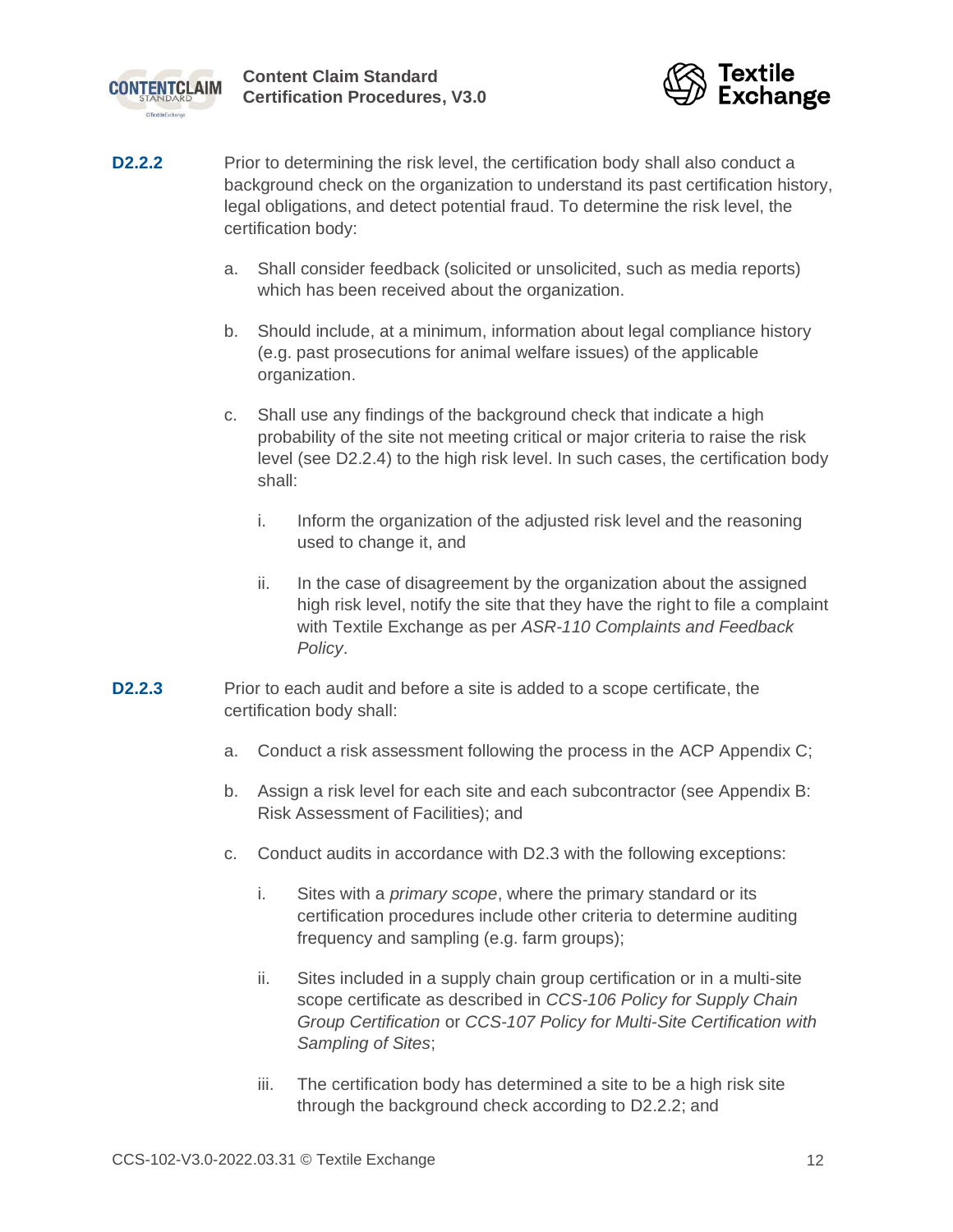**D2.2.2** Prior to determining the risk level, the certification body shall also conduct a background check on the organization to understand its past certification history, legal obligations, and detect potential fraud. To determine the risk level, the certification body:

a. Shall consider feedback (solicited or unsolicited, such as media reports) which has been received about the organization.

b. Should include, at a minimum, information about legal compliance history (e.g. past prosecutions for animal welfare issues) of the applicable organization.

c. Shall use any findings of the background check that indicate a high probability of the site not meeting critical or major criteria to raise the risk level (see D2.2.4) to the high risk level. In such cases, the certification body shall:

   i. Inform the organization of the adjusted risk level and the reasoning used to change it, and

   ii. In the case of disagreement by the organization about the assigned high risk level, notify the site that they have the right to file a complaint with Textile Exchange as per *ASR-110 Complaints and Feedback Policy*.

**D2.2.3** Prior to each audit and before a site is added to a scope certificate, the certification body shall:

a. Conduct a risk assessment following the process in the ACP Appendix C;

b. Assign a risk level for each site and each subcontractor (see Appendix B: Risk Assessment of Facilities); and

c. Conduct audits in accordance with D2.3 with the following exceptions:

   i. Sites with a *primary scope*, where the primary standard or its certification procedures include other criteria to determine auditing frequency and sampling (e.g. farm groups);

   ii. Sites included in a supply chain group certification or in a multi-site scope certificate as described in *CCS-106 Policy for Supply Chain Group Certification* or *CCS-107 Policy for Multi-Site Certification with Sampling of Sites*;

   iii. The certification body has determined a site to be a high risk site through the background check according to D2.2.2; and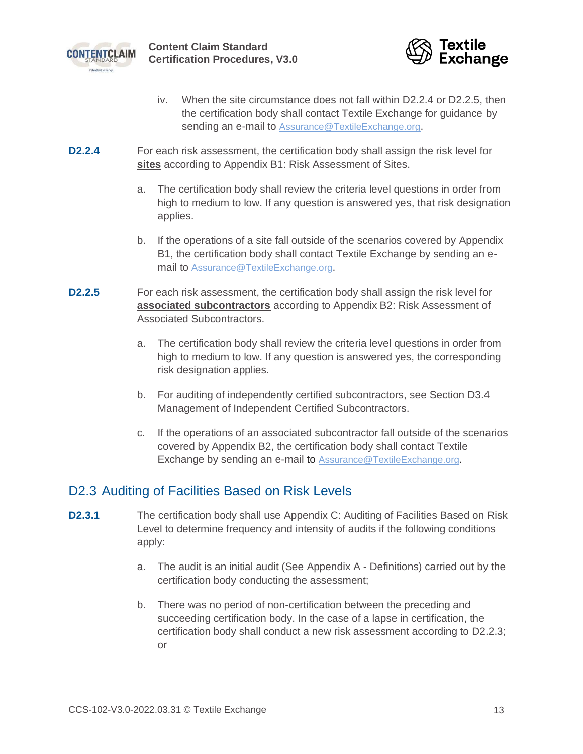iv. When the site circumstance does not fall within D2.2.4 or D2.2.5, then the certification body shall contact Textile Exchange for guidance by sending an e-mail to Assurance@TextileExchange.org.

**D2.2.4** For each risk assessment, the certification body shall assign the risk level for **sites** according to Appendix B1: Risk Assessment of Sites.

a. The certification body shall review the criteria level questions in order from high to medium to low. If any question is answered yes, that risk designation applies.

b. If the operations of a site fall outside of the scenarios covered by Appendix B1, the certification body shall contact Textile Exchange by sending an e-mail to Assurance@TextileExchange.org.

**D2.2.5** For each risk assessment, the certification body shall assign the risk level for **associated subcontractors** according to Appendix B2: Risk Assessment of Associated Subcontractors.

a. The certification body shall review the criteria level questions in order from high to medium to low. If any question is answered yes, the corresponding risk designation applies.

b. For auditing of independently certified subcontractors, see Section D3.4 Management of Independent Certified Subcontractors.

c. If the operations of an associated subcontractor fall outside of the scenarios covered by Appendix B2, the certification body shall contact Textile Exchange by sending an e-mail to Assurance@TextileExchange.org.

## D2.3 Auditing of Facilities Based on Risk Levels

**D2.3.1** The certification body shall use Appendix C: Auditing of Facilities Based on Risk Level to determine frequency and intensity of audits if the following conditions apply:

a. The audit is an initial audit (See Appendix A - Definitions) carried out by the certification body conducting the assessment;

b. There was no period of non-certification between the preceding and succeeding certification body. In the case of a lapse in certification, the certification body shall conduct a new risk assessment according to D2.2.3; or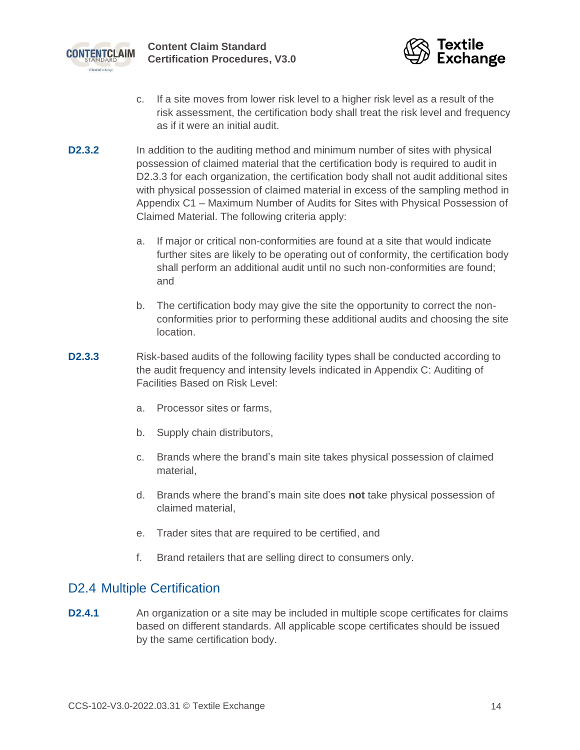c. If a site moves from lower risk level to a higher risk level as a result of the risk assessment, the certification body shall treat the risk level and frequency as if it were an initial audit.

**D2.3.2** In addition to the auditing method and minimum number of sites with physical possession of claimed material that the certification body is required to audit in D2.3.3 for each organization, the certification body shall not audit additional sites with physical possession of claimed material in excess of the sampling method in Appendix C1 – Maximum Number of Audits for Sites with Physical Possession of Claimed Material. The following criteria apply:

a. If major or critical non-conformities are found at a site that would indicate further sites are likely to be operating out of conformity, the certification body shall perform an additional audit until no such non-conformities are found; and

b. The certification body may give the site the opportunity to correct the non-conformities prior to performing these additional audits and choosing the site location.

**D2.3.3** Risk-based audits of the following facility types shall be conducted according to the audit frequency and intensity levels indicated in Appendix C: Auditing of Facilities Based on Risk Level:

a. Processor sites or farms,

b. Supply chain distributors,

c. Brands where the brand's main site takes physical possession of claimed material,

d. Brands where the brand's main site does **not** take physical possession of claimed material,

e. Trader sites that are required to be certified, and

f. Brand retailers that are selling direct to consumers only.

## D2.4 Multiple Certification

**D2.4.1** An organization or a site may be included in multiple scope certificates for claims based on different standards. All applicable scope certificates should be issued by the same certification body.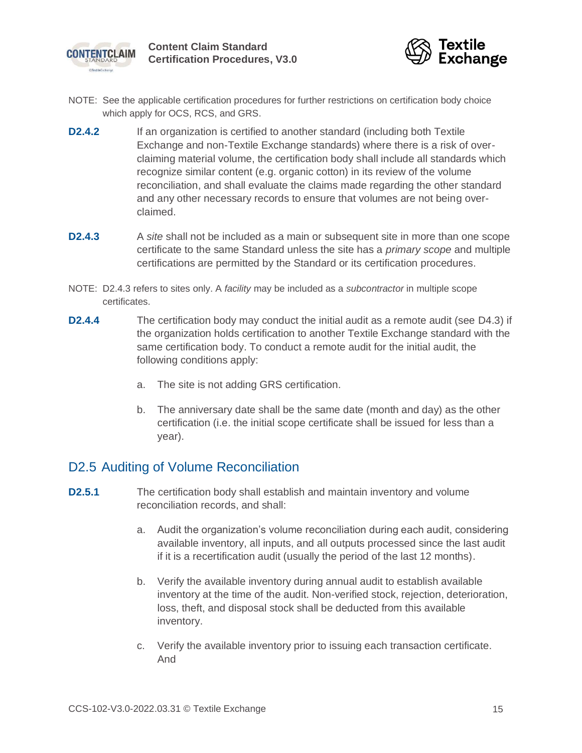NOTE: See the applicable certification procedures for further restrictions on certification body choice which apply for OCS, RCS, and GRS.

**D2.4.2** If an organization is certified to another standard (including both Textile Exchange and non-Textile Exchange standards) where there is a risk of over-claiming material volume, the certification body shall include all standards which recognize similar content (e.g. organic cotton) in its review of the volume reconciliation, and shall evaluate the claims made regarding the other standard and any other necessary records to ensure that volumes are not being over-claimed.

**D2.4.3** A *site* shall not be included as a main or subsequent site in more than one scope certificate to the same Standard unless the site has a *primary scope* and multiple certifications are permitted by the Standard or its certification procedures.

NOTE: D2.4.3 refers to sites only. A *facility* may be included as a *subcontractor* in multiple scope certificates.

**D2.4.4** The certification body may conduct the initial audit as a remote audit (see D4.3) if the organization holds certification to another Textile Exchange standard with the same certification body. To conduct a remote audit for the initial audit, the following conditions apply:

a. The site is not adding GRS certification.

b. The anniversary date shall be the same date (month and day) as the other certification (i.e. the initial scope certificate shall be issued for less than a year).

## D2.5 Auditing of Volume Reconciliation

**D2.5.1** The certification body shall establish and maintain inventory and volume reconciliation records, and shall:

a. Audit the organization's volume reconciliation during each audit, considering available inventory, all inputs, and all outputs processed since the last audit if it is a recertification audit (usually the period of the last 12 months).

b. Verify the available inventory during annual audit to establish available inventory at the time of the audit. Non-verified stock, rejection, deterioration, loss, theft, and disposal stock shall be deducted from this available inventory.

c. Verify the available inventory prior to issuing each transaction certificate. And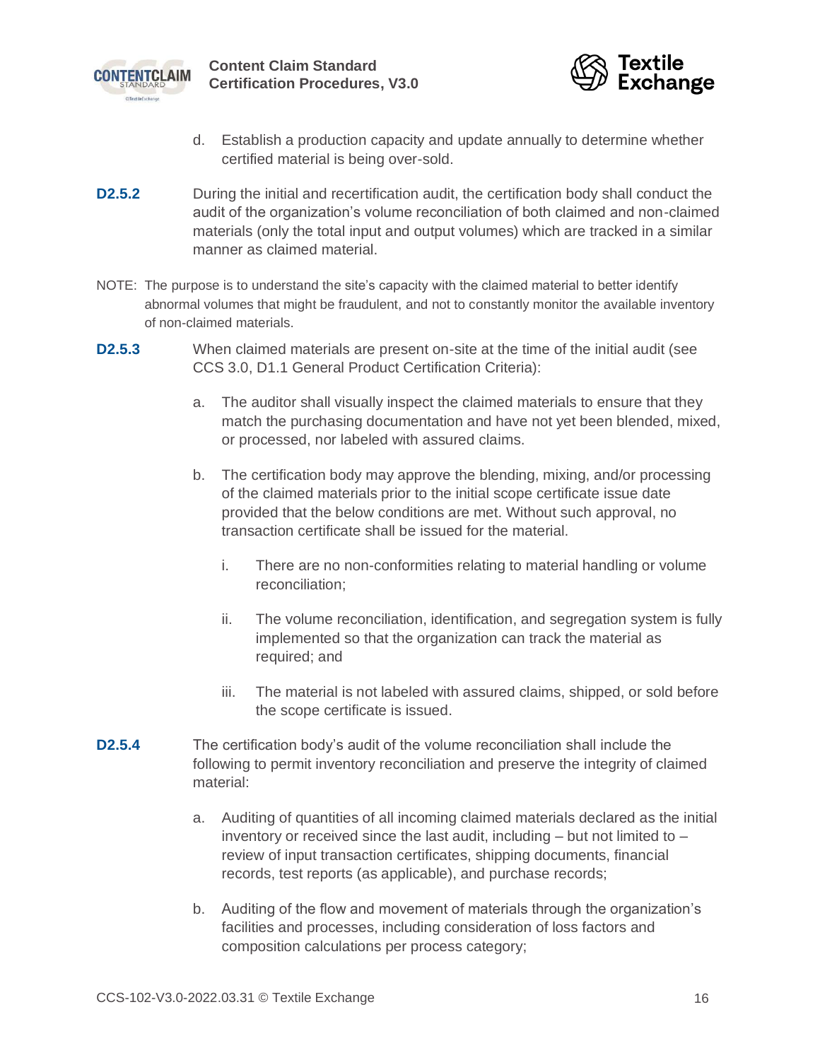d. Establish a production capacity and update annually to determine whether certified material is being over-sold.

**D2.5.2** During the initial and recertification audit, the certification body shall conduct the audit of the organization's volume reconciliation of both claimed and non-claimed materials (only the total input and output volumes) which are tracked in a similar manner as claimed material.

NOTE: The purpose is to understand the site's capacity with the claimed material to better identify abnormal volumes that might be fraudulent, and not to constantly monitor the available inventory of non-claimed materials.

**D2.5.3** When claimed materials are present on-site at the time of the initial audit (see CCS 3.0, D1.1 General Product Certification Criteria):

a. The auditor shall visually inspect the claimed materials to ensure that they match the purchasing documentation and have not yet been blended, mixed, or processed, nor labeled with assured claims.

b. The certification body may approve the blending, mixing, and/or processing of the claimed materials prior to the initial scope certificate issue date provided that the below conditions are met. Without such approval, no transaction certificate shall be issued for the material.

   i. There are no non-conformities relating to material handling or volume reconciliation;

   ii. The volume reconciliation, identification, and segregation system is fully implemented so that the organization can track the material as required; and

   iii. The material is not labeled with assured claims, shipped, or sold before the scope certificate is issued.

**D2.5.4** The certification body's audit of the volume reconciliation shall include the following to permit inventory reconciliation and preserve the integrity of claimed material:

a. Auditing of quantities of all incoming claimed materials declared as the initial inventory or received since the last audit, including – but not limited to – review of input transaction certificates, shipping documents, financial records, test reports (as applicable), and purchase records;

b. Auditing of the flow and movement of materials through the organization's facilities and processes, including consideration of loss factors and composition calculations per process category;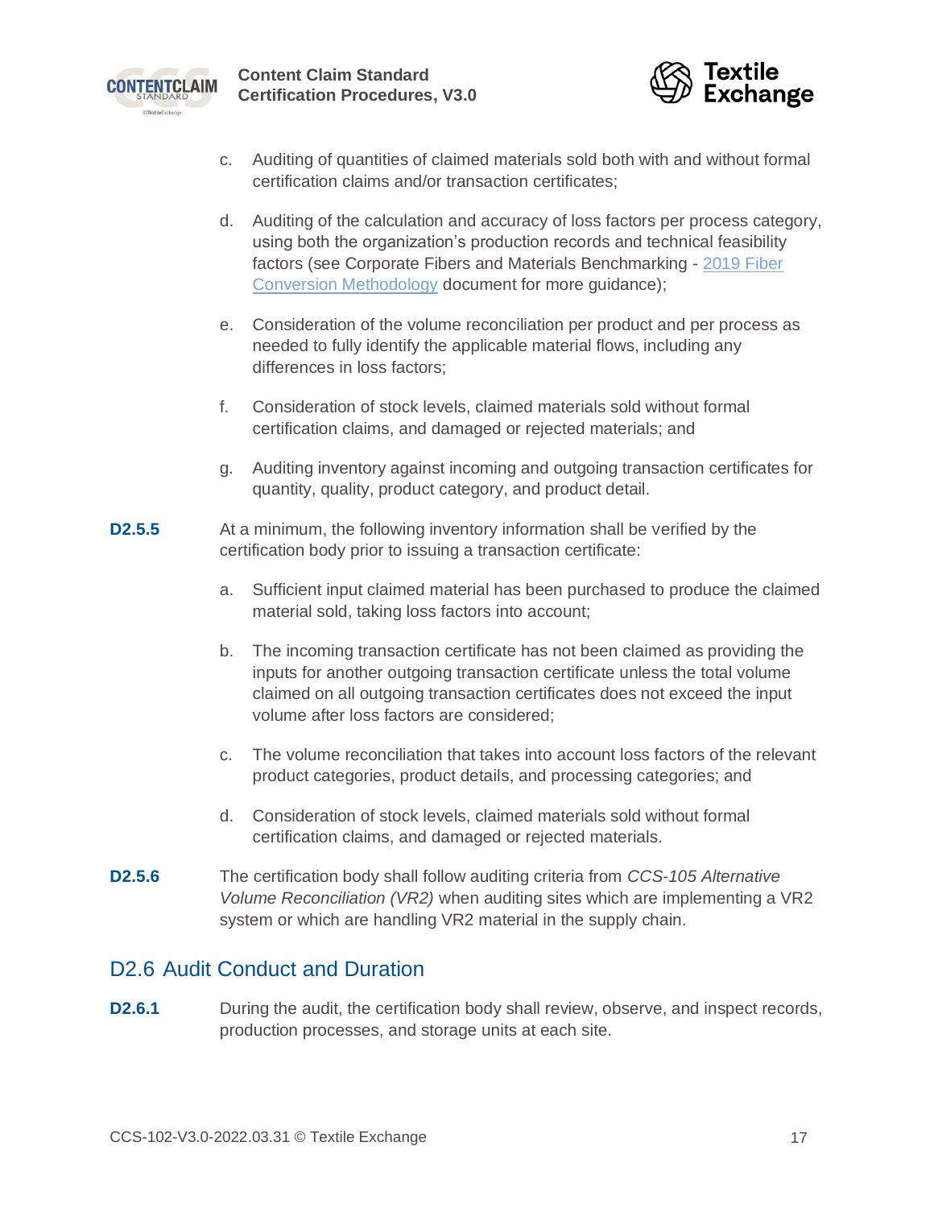c. Auditing of quantities of claimed materials sold both with and without formal certification claims and/or transaction certificates;

d. Auditing of the calculation and accuracy of loss factors per process category, using both the organization's production records and technical feasibility factors (see Corporate Fibers and Materials Benchmarking - [2019 Fiber Conversion Methodology]() document for more guidance);

e. Consideration of the volume reconciliation per product and per process as needed to fully identify the applicable material flows, including any differences in loss factors;

f. Consideration of stock levels, claimed materials sold without formal certification claims, and damaged or rejected materials; and

g. Auditing inventory against incoming and outgoing transaction certificates for quantity, quality, product category, and product detail.

**D2.5.5** At a minimum, the following inventory information shall be verified by the certification body prior to issuing a transaction certificate:

a. Sufficient input claimed material has been purchased to produce the claimed material sold, taking loss factors into account;

b. The incoming transaction certificate has not been claimed as providing the inputs for another outgoing transaction certificate unless the total volume claimed on all outgoing transaction certificates does not exceed the input volume after loss factors are considered;

c. The volume reconciliation that takes into account loss factors of the relevant product categories, product details, and processing categories; and

d. Consideration of stock levels, claimed materials sold without formal certification claims, and damaged or rejected materials.

**D2.5.6** The certification body shall follow auditing criteria from *CCS-105 Alternative Volume Reconciliation (VR2)* when auditing sites which are implementing a VR2 system or which are handling VR2 material in the supply chain.

## D2.6 Audit Conduct and Duration

**D2.6.1** During the audit, the certification body shall review, observe, and inspect records, production processes, and storage units at each site.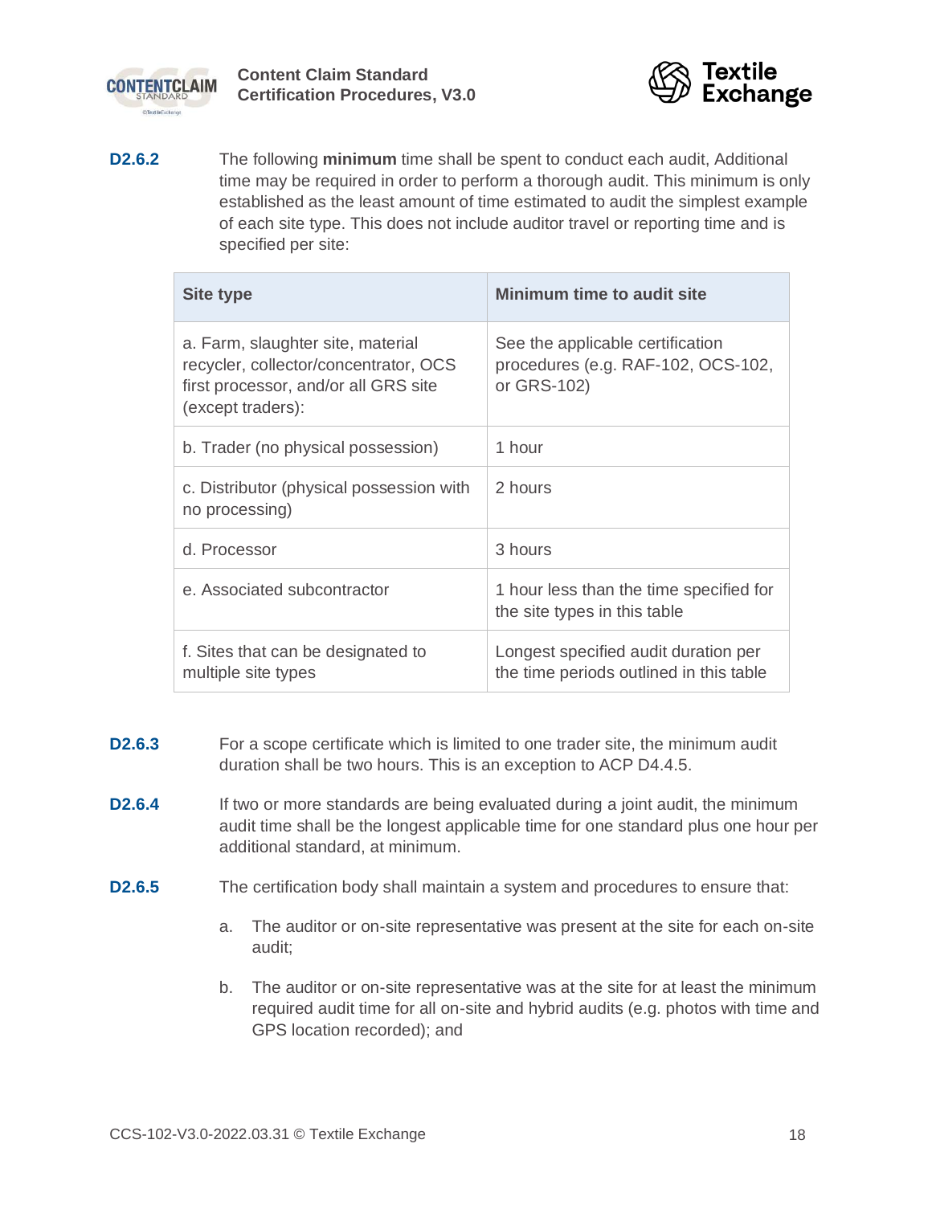**D2.6.2** The following **minimum** time shall be spent to conduct each audit, Additional time may be required in order to perform a thorough audit. This minimum is only established as the least amount of time estimated to audit the simplest example of each site type. This does not include auditor travel or reporting time and is specified per site:

| Site type | Minimum time to audit site |
| --- | --- |
| a. Farm, slaughter site, material recycler, collector/concentrator, OCS first processor, and/or all GRS site (except traders): | See the applicable certification procedures (e.g. RAF-102, OCS-102, or GRS-102) |
| b. Trader (no physical possession) | 1 hour |
| c. Distributor (physical possession with no processing) | 2 hours |
| d. Processor | 3 hours |
| e. Associated subcontractor | 1 hour less than the time specified for the site types in this table |
| f. Sites that can be designated to multiple site types | Longest specified audit duration per the time periods outlined in this table |

**D2.6.3** For a scope certificate which is limited to one trader site, the minimum audit duration shall be two hours. This is an exception to ACP D4.4.5.

**D2.6.4** If two or more standards are being evaluated during a joint audit, the minimum audit time shall be the longest applicable time for one standard plus one hour per additional standard, at minimum.

**D2.6.5** The certification body shall maintain a system and procedures to ensure that:

a. The auditor or on-site representative was present at the site for each on-site audit;

b. The auditor or on-site representative was at the site for at least the minimum required audit time for all on-site and hybrid audits (e.g. photos with time and GPS location recorded); and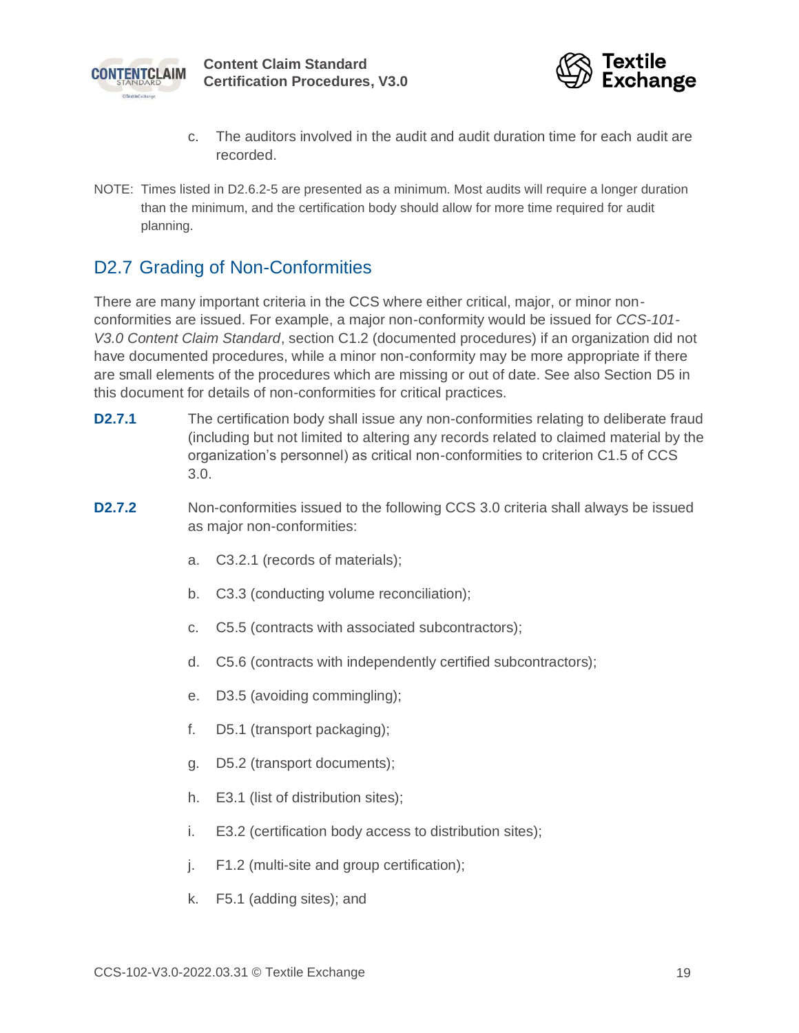c. The auditors involved in the audit and audit duration time for each audit are recorded.

NOTE: Times listed in D2.6.2-5 are presented as a minimum. Most audits will require a longer duration than the minimum, and the certification body should allow for more time required for audit planning.

## D2.7 Grading of Non-Conformities

There are many important criteria in the CCS where either critical, major, or minor non-conformities are issued. For example, a major non-conformity would be issued for *CCS-101-V3.0 Content Claim Standard*, section C1.2 (documented procedures) if an organization did not have documented procedures, while a minor non-conformity may be more appropriate if there are small elements of the procedures which are missing or out of date. See also Section D5 in this document for details of non-conformities for critical practices.

**D2.7.1** The certification body shall issue any non-conformities relating to deliberate fraud (including but not limited to altering any records related to claimed material by the organization's personnel) as critical non-conformities to criterion C1.5 of CCS 3.0.

**D2.7.2** Non-conformities issued to the following CCS 3.0 criteria shall always be issued as major non-conformities:

a. C3.2.1 (records of materials);

b. C3.3 (conducting volume reconciliation);

c. C5.5 (contracts with associated subcontractors);

d. C5.6 (contracts with independently certified subcontractors);

e. D3.5 (avoiding commingling);

f. D5.1 (transport packaging);

g. D5.2 (transport documents);

h. E3.1 (list of distribution sites);

i. E3.2 (certification body access to distribution sites);

j. F1.2 (multi-site and group certification);

k. F5.1 (adding sites); and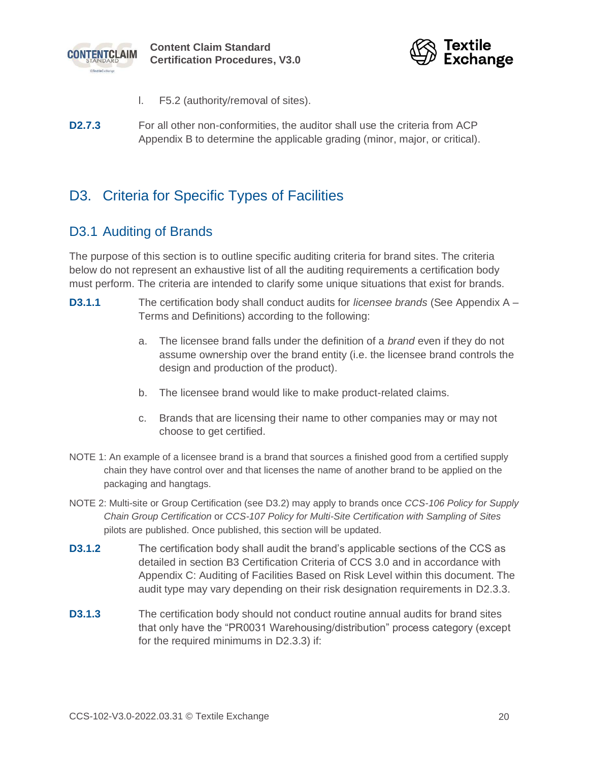l. F5.2 (authority/removal of sites).

**D2.7.3** For all other non-conformities, the auditor shall use the criteria from ACP Appendix B to determine the applicable grading (minor, major, or critical).

# D3. Criteria for Specific Types of Facilities

## D3.1 Auditing of Brands

The purpose of this section is to outline specific auditing criteria for brand sites. The criteria below do not represent an exhaustive list of all the auditing requirements a certification body must perform. The criteria are intended to clarify some unique situations that exist for brands.

**D3.1.1** The certification body shall conduct audits for *licensee brands* (See Appendix A – Terms and Definitions) according to the following:

a. The licensee brand falls under the definition of a *brand* even if they do not assume ownership over the brand entity (i.e. the licensee brand controls the design and production of the product).

b. The licensee brand would like to make product-related claims.

c. Brands that are licensing their name to other companies may or may not choose to get certified.

NOTE 1: An example of a licensee brand is a brand that sources a finished good from a certified supply chain they have control over and that licenses the name of another brand to be applied on the packaging and hangtags.

NOTE 2: Multi-site or Group Certification (see D3.2) may apply to brands once *CCS-106 Policy for Supply Chain Group Certification* or *CCS-107 Policy for Multi-Site Certification with Sampling of Sites* pilots are published. Once published, this section will be updated.

**D3.1.2** The certification body shall audit the brand's applicable sections of the CCS as detailed in section B3 Certification Criteria of CCS 3.0 and in accordance with Appendix C: Auditing of Facilities Based on Risk Level within this document. The audit type may vary depending on their risk designation requirements in D2.3.3.

**D3.1.3** The certification body should not conduct routine annual audits for brand sites that only have the "PR0031 Warehousing/distribution" process category (except for the required minimums in D2.3.3) if: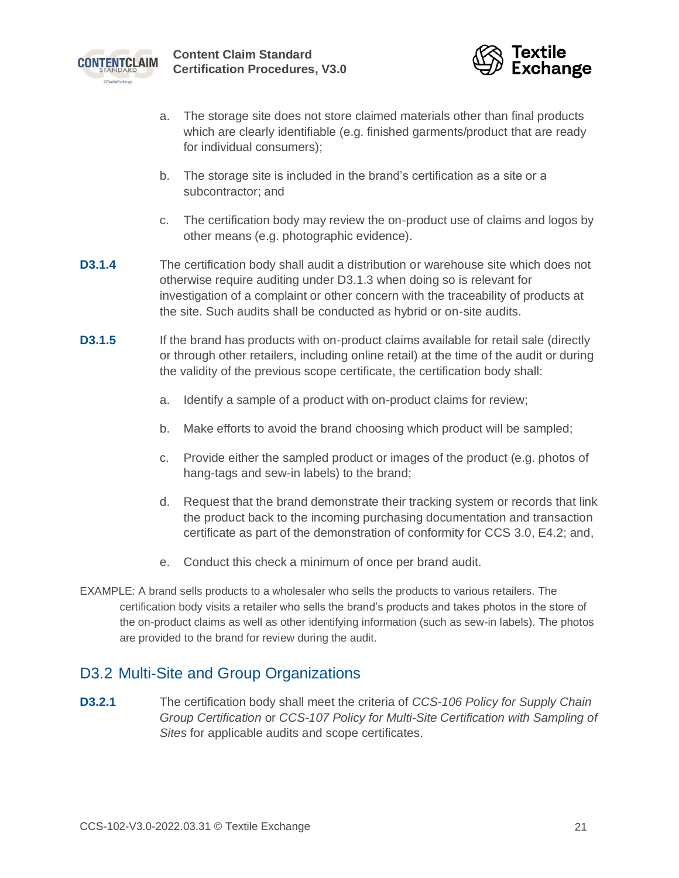a. The storage site does not store claimed materials other than final products which are clearly identifiable (e.g. finished garments/product that are ready for individual consumers);

b. The storage site is included in the brand's certification as a site or a subcontractor; and

c. The certification body may review the on-product use of claims and logos by other means (e.g. photographic evidence).

**D3.1.4** The certification body shall audit a distribution or warehouse site which does not otherwise require auditing under D3.1.3 when doing so is relevant for investigation of a complaint or other concern with the traceability of products at the site. Such audits shall be conducted as hybrid or on-site audits.

**D3.1.5** If the brand has products with on-product claims available for retail sale (directly or through other retailers, including online retail) at the time of the audit or during the validity of the previous scope certificate, the certification body shall:

a. Identify a sample of a product with on-product claims for review;

b. Make efforts to avoid the brand choosing which product will be sampled;

c. Provide either the sampled product or images of the product (e.g. photos of hang-tags and sew-in labels) to the brand;

d. Request that the brand demonstrate their tracking system or records that link the product back to the incoming purchasing documentation and transaction certificate as part of the demonstration of conformity for CCS 3.0, E4.2; and,

e. Conduct this check a minimum of once per brand audit.

EXAMPLE: A brand sells products to a wholesaler who sells the products to various retailers. The certification body visits a retailer who sells the brand's products and takes photos in the store of the on-product claims as well as other identifying information (such as sew-in labels). The photos are provided to the brand for review during the audit.

## D3.2 Multi-Site and Group Organizations

**D3.2.1** The certification body shall meet the criteria of *CCS-106 Policy for Supply Chain Group Certification* or *CCS-107 Policy for Multi-Site Certification with Sampling of Sites* for applicable audits and scope certificates.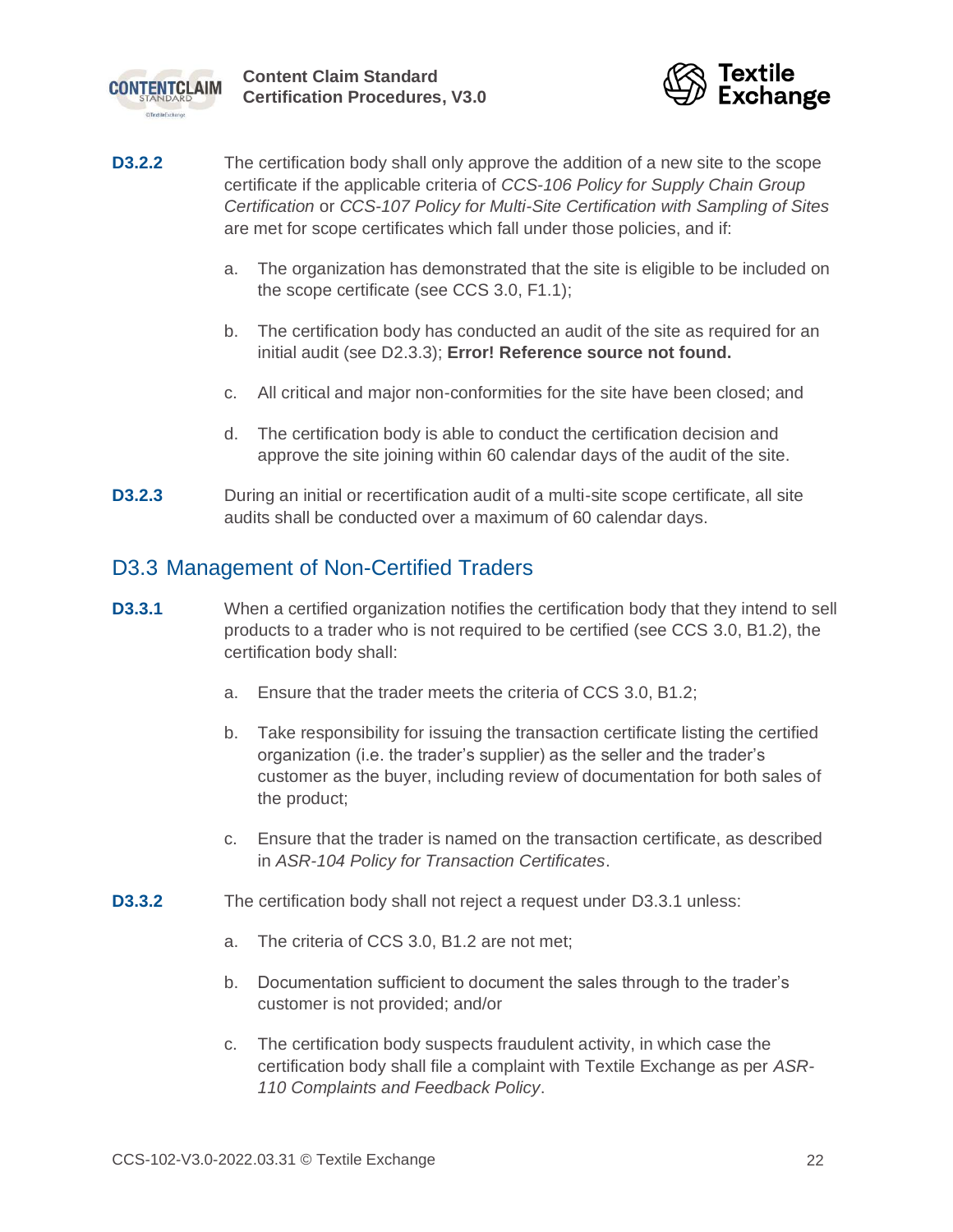**D3.2.2** The certification body shall only approve the addition of a new site to the scope certificate if the applicable criteria of *CCS-106 Policy for Supply Chain Group Certification* or *CCS-107 Policy for Multi-Site Certification with Sampling of Sites* are met for scope certificates which fall under those policies, and if:

a. The organization has demonstrated that the site is eligible to be included on the scope certificate (see CCS 3.0, F1.1);

b. The certification body has conducted an audit of the site as required for an initial audit (see D2.3.3); **Error! Reference source not found.**

c. All critical and major non-conformities for the site have been closed; and

d. The certification body is able to conduct the certification decision and approve the site joining within 60 calendar days of the audit of the site.

**D3.2.3** During an initial or recertification audit of a multi-site scope certificate, all site audits shall be conducted over a maximum of 60 calendar days.

## D3.3 Management of Non-Certified Traders

**D3.3.1** When a certified organization notifies the certification body that they intend to sell products to a trader who is not required to be certified (see CCS 3.0, B1.2), the certification body shall:

a. Ensure that the trader meets the criteria of CCS 3.0, B1.2;

b. Take responsibility for issuing the transaction certificate listing the certified organization (i.e. the trader's supplier) as the seller and the trader's customer as the buyer, including review of documentation for both sales of the product;

c. Ensure that the trader is named on the transaction certificate, as described in *ASR-104 Policy for Transaction Certificates*.

**D3.3.2** The certification body shall not reject a request under D3.3.1 unless:

a. The criteria of CCS 3.0, B1.2 are not met;

b. Documentation sufficient to document the sales through to the trader's customer is not provided; and/or

c. The certification body suspects fraudulent activity, in which case the certification body shall file a complaint with Textile Exchange as per *ASR-110 Complaints and Feedback Policy*.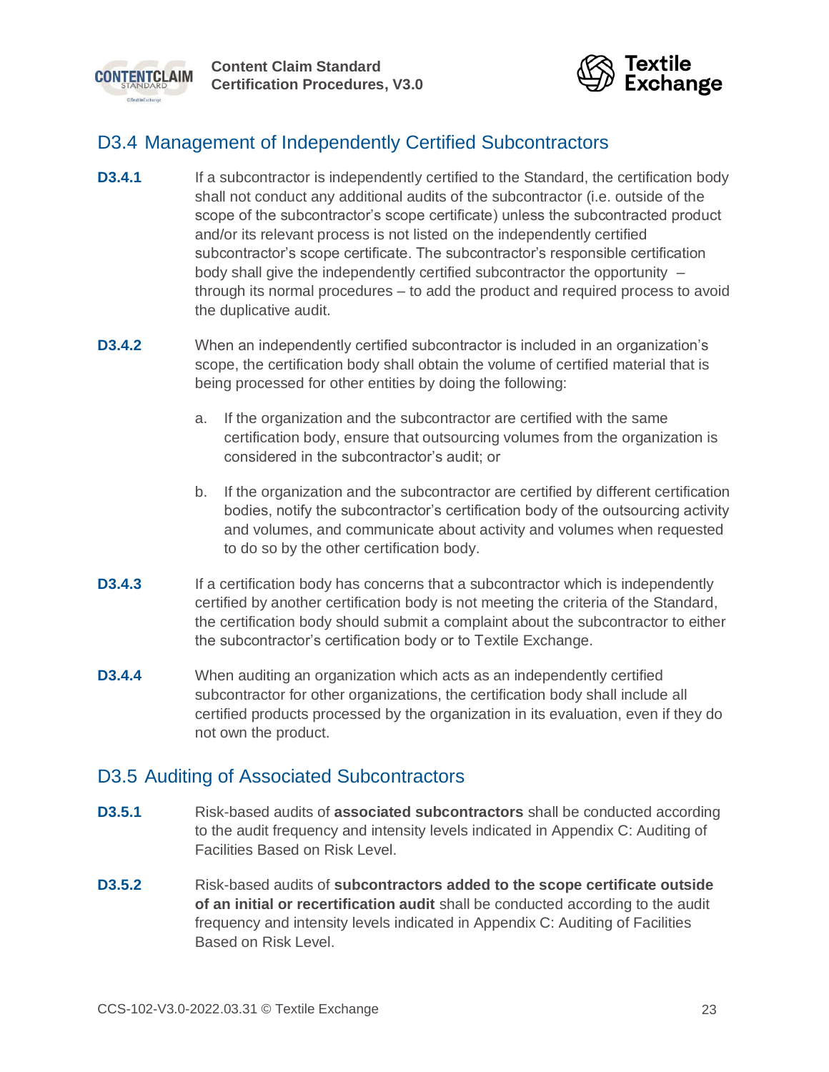## D3.4 Management of Independently Certified Subcontractors

**D3.4.1** If a subcontractor is independently certified to the Standard, the certification body shall not conduct any additional audits of the subcontractor (i.e. outside of the scope of the subcontractor's scope certificate) unless the subcontracted product and/or its relevant process is not listed on the independently certified subcontractor's scope certificate. The subcontractor's responsible certification body shall give the independently certified subcontractor the opportunity – through its normal procedures – to add the product and required process to avoid the duplicative audit.

**D3.4.2** When an independently certified subcontractor is included in an organization's scope, the certification body shall obtain the volume of certified material that is being processed for other entities by doing the following:

a. If the organization and the subcontractor are certified with the same certification body, ensure that outsourcing volumes from the organization is considered in the subcontractor's audit; or

b. If the organization and the subcontractor are certified by different certification bodies, notify the subcontractor's certification body of the outsourcing activity and volumes, and communicate about activity and volumes when requested to do so by the other certification body.

**D3.4.3** If a certification body has concerns that a subcontractor which is independently certified by another certification body is not meeting the criteria of the Standard, the certification body should submit a complaint about the subcontractor to either the subcontractor's certification body or to Textile Exchange.

**D3.4.4** When auditing an organization which acts as an independently certified subcontractor for other organizations, the certification body shall include all certified products processed by the organization in its evaluation, even if they do not own the product.

## D3.5 Auditing of Associated Subcontractors

**D3.5.1** Risk-based audits of **associated subcontractors** shall be conducted according to the audit frequency and intensity levels indicated in Appendix C: Auditing of Facilities Based on Risk Level.

**D3.5.2** Risk-based audits of **subcontractors added to the scope certificate outside of an initial or recertification audit** shall be conducted according to the audit frequency and intensity levels indicated in Appendix C: Auditing of Facilities Based on Risk Level.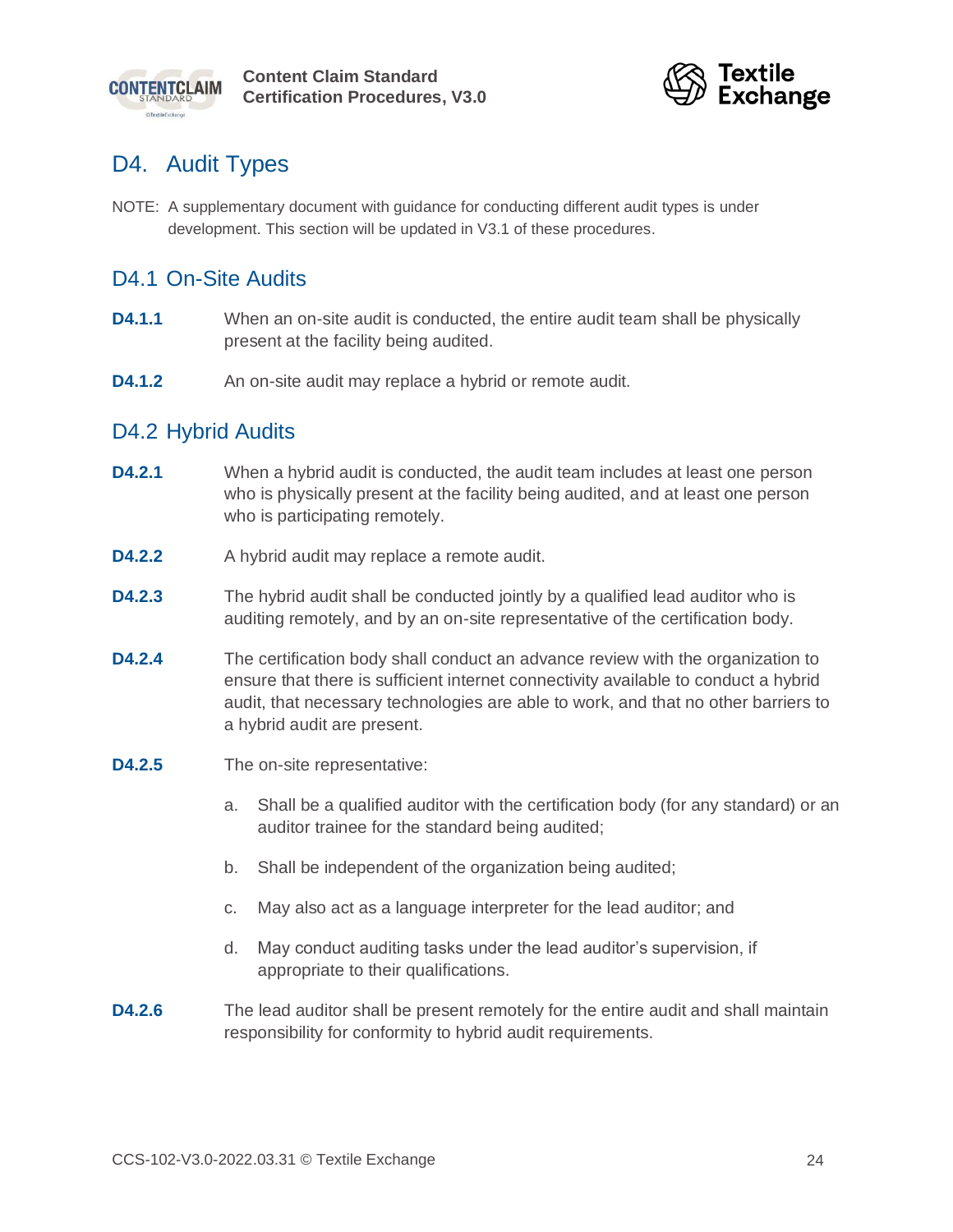## D4. Audit Types

NOTE: A supplementary document with guidance for conducting different audit types is under development. This section will be updated in V3.1 of these procedures.

### D4.1 On-Site Audits

**D4.1.1** When an on-site audit is conducted, the entire audit team shall be physically present at the facility being audited.

**D4.1.2** An on-site audit may replace a hybrid or remote audit.

### D4.2 Hybrid Audits

**D4.2.1** When a hybrid audit is conducted, the audit team includes at least one person who is physically present at the facility being audited, and at least one person who is participating remotely.

**D4.2.2** A hybrid audit may replace a remote audit.

**D4.2.3** The hybrid audit shall be conducted jointly by a qualified lead auditor who is auditing remotely, and by an on-site representative of the certification body.

**D4.2.4** The certification body shall conduct an advance review with the organization to ensure that there is sufficient internet connectivity available to conduct a hybrid audit, that necessary technologies are able to work, and that no other barriers to a hybrid audit are present.

**D4.2.5** The on-site representative:

a. Shall be a qualified auditor with the certification body (for any standard) or an auditor trainee for the standard being audited;

b. Shall be independent of the organization being audited;

c. May also act as a language interpreter for the lead auditor; and

d. May conduct auditing tasks under the lead auditor's supervision, if appropriate to their qualifications.

**D4.2.6** The lead auditor shall be present remotely for the entire audit and shall maintain responsibility for conformity to hybrid audit requirements.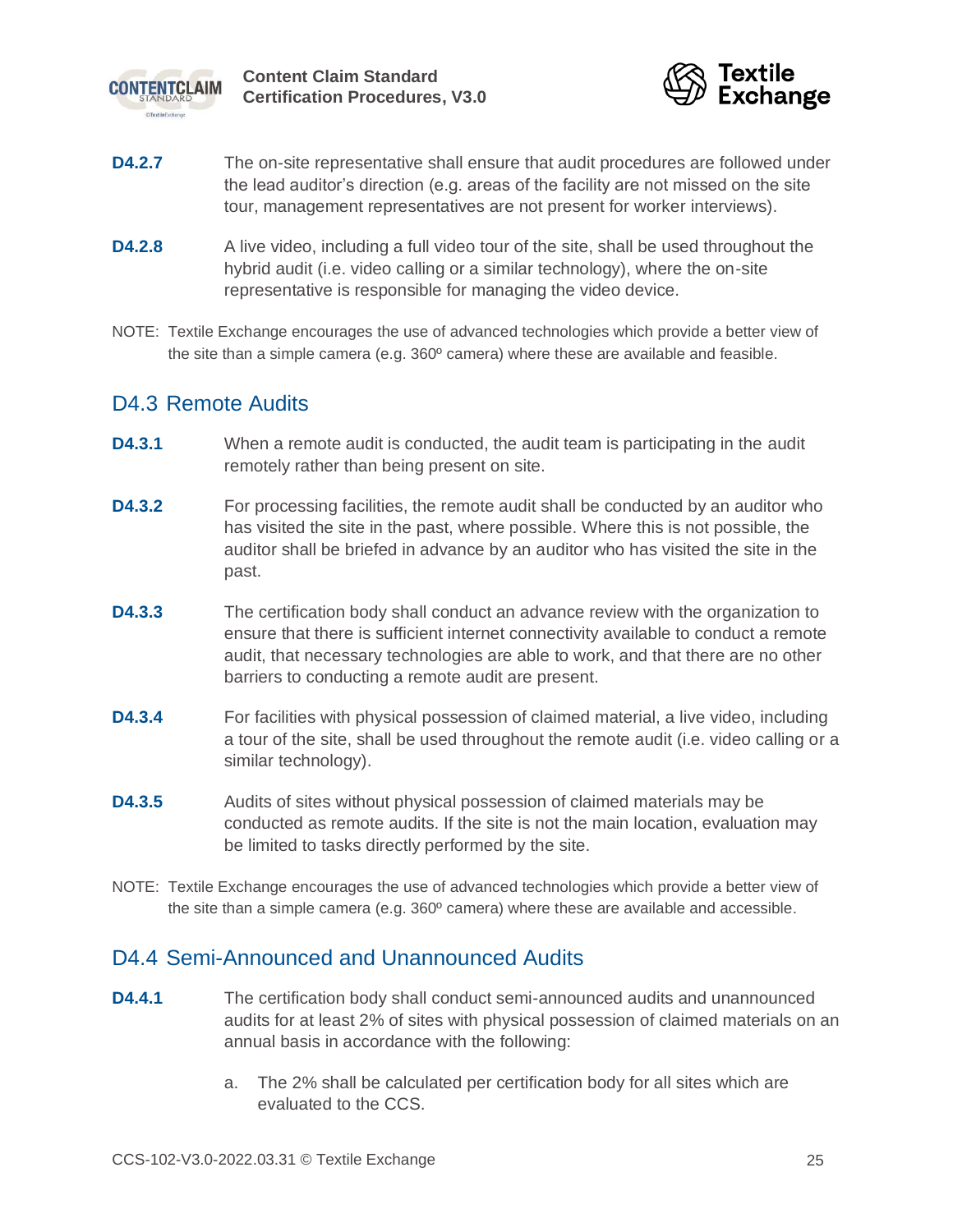**D4.2.7** The on-site representative shall ensure that audit procedures are followed under the lead auditor's direction (e.g. areas of the facility are not missed on the site tour, management representatives are not present for worker interviews).

**D4.2.8** A live video, including a full video tour of the site, shall be used throughout the hybrid audit (i.e. video calling or a similar technology), where the on-site representative is responsible for managing the video device.

NOTE: Textile Exchange encourages the use of advanced technologies which provide a better view of the site than a simple camera (e.g. 360º camera) where these are available and feasible.

## D4.3 Remote Audits

**D4.3.1** When a remote audit is conducted, the audit team is participating in the audit remotely rather than being present on site.

**D4.3.2** For processing facilities, the remote audit shall be conducted by an auditor who has visited the site in the past, where possible. Where this is not possible, the auditor shall be briefed in advance by an auditor who has visited the site in the past.

**D4.3.3** The certification body shall conduct an advance review with the organization to ensure that there is sufficient internet connectivity available to conduct a remote audit, that necessary technologies are able to work, and that there are no other barriers to conducting a remote audit are present.

**D4.3.4** For facilities with physical possession of claimed material, a live video, including a tour of the site, shall be used throughout the remote audit (i.e. video calling or a similar technology).

**D4.3.5** Audits of sites without physical possession of claimed materials may be conducted as remote audits. If the site is not the main location, evaluation may be limited to tasks directly performed by the site.

NOTE: Textile Exchange encourages the use of advanced technologies which provide a better view of the site than a simple camera (e.g. 360º camera) where these are available and accessible.

## D4.4 Semi-Announced and Unannounced Audits

**D4.4.1** The certification body shall conduct semi-announced audits and unannounced audits for at least 2% of sites with physical possession of claimed materials on an annual basis in accordance with the following:

a. The 2% shall be calculated per certification body for all sites which are evaluated to the CCS.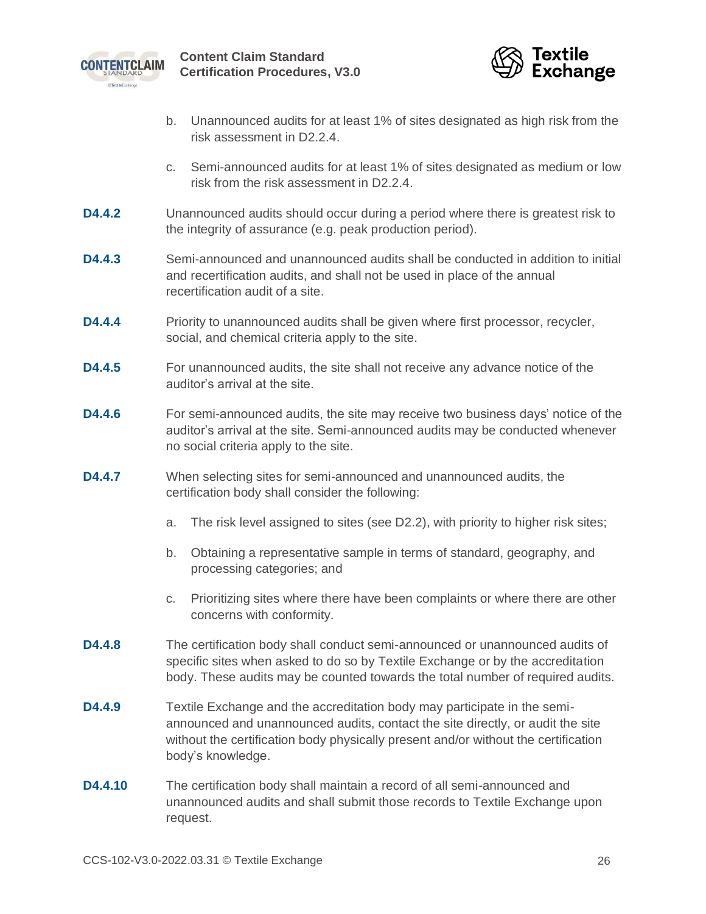b. Unannounced audits for at least 1% of sites designated as high risk from the risk assessment in D2.2.4.

c. Semi-announced audits for at least 1% of sites designated as medium or low risk from the risk assessment in D2.2.4.

**D4.4.2** Unannounced audits should occur during a period where there is greatest risk to the integrity of assurance (e.g. peak production period).

**D4.4.3** Semi-announced and unannounced audits shall be conducted in addition to initial and recertification audits, and shall not be used in place of the annual recertification audit of a site.

**D4.4.4** Priority to unannounced audits shall be given where first processor, recycler, social, and chemical criteria apply to the site.

**D4.4.5** For unannounced audits, the site shall not receive any advance notice of the auditor's arrival at the site.

**D4.4.6** For semi-announced audits, the site may receive two business days' notice of the auditor's arrival at the site. Semi-announced audits may be conducted whenever no social criteria apply to the site.

**D4.4.7** When selecting sites for semi-announced and unannounced audits, the certification body shall consider the following:

a. The risk level assigned to sites (see D2.2), with priority to higher risk sites;

b. Obtaining a representative sample in terms of standard, geography, and processing categories; and

c. Prioritizing sites where there have been complaints or where there are other concerns with conformity.

**D4.4.8** The certification body shall conduct semi-announced or unannounced audits of specific sites when asked to do so by Textile Exchange or by the accreditation body. These audits may be counted towards the total number of required audits.

**D4.4.9** Textile Exchange and the accreditation body may participate in the semi-announced and unannounced audits, contact the site directly, or audit the site without the certification body physically present and/or without the certification body's knowledge.

**D4.4.10** The certification body shall maintain a record of all semi-announced and unannounced audits and shall submit those records to Textile Exchange upon request.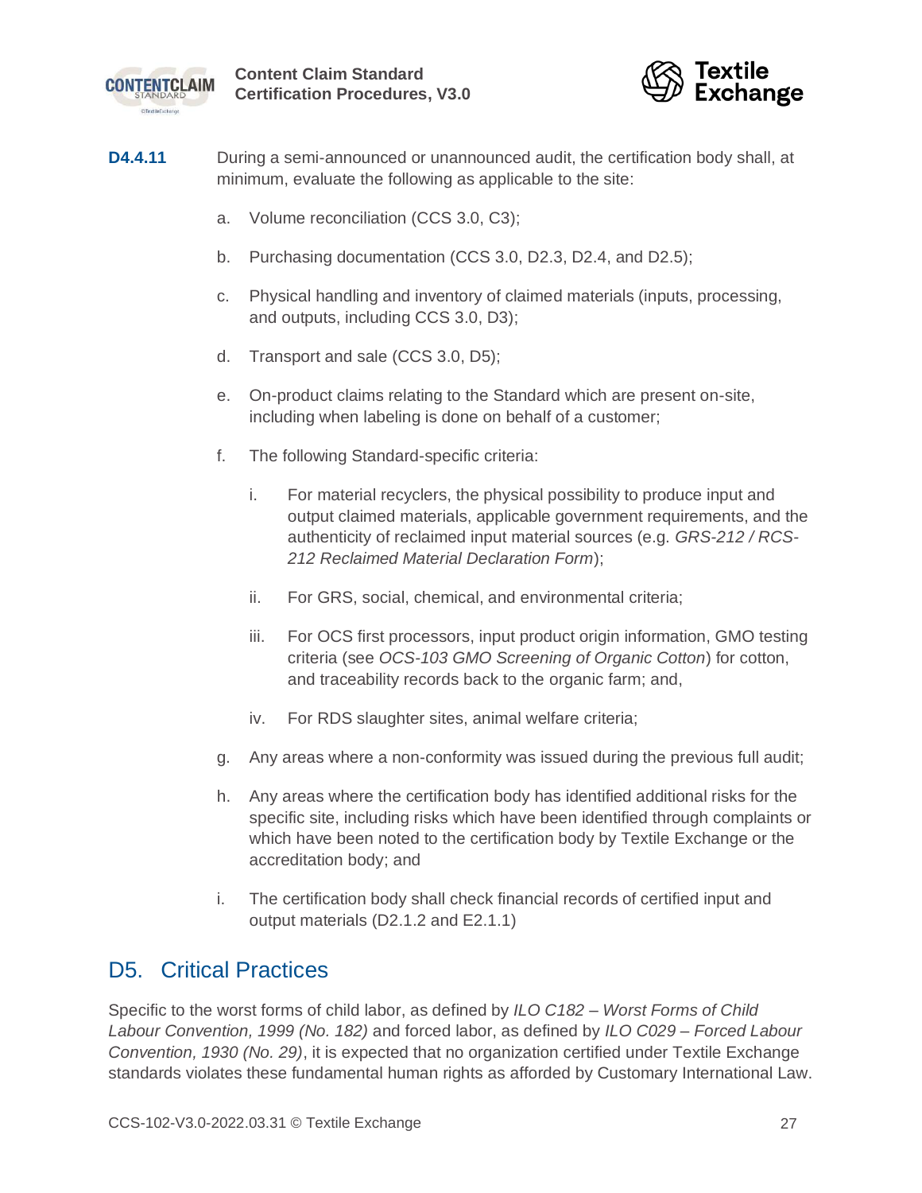**D4.4.11** During a semi-announced or unannounced audit, the certification body shall, at minimum, evaluate the following as applicable to the site:

a. Volume reconciliation (CCS 3.0, C3);

b. Purchasing documentation (CCS 3.0, D2.3, D2.4, and D2.5);

c. Physical handling and inventory of claimed materials (inputs, processing, and outputs, including CCS 3.0, D3);

d. Transport and sale (CCS 3.0, D5);

e. On-product claims relating to the Standard which are present on-site, including when labeling is done on behalf of a customer;

f. The following Standard-specific criteria:

   i. For material recyclers, the physical possibility to produce input and output claimed materials, applicable government requirements, and the authenticity of reclaimed input material sources (e.g. *GRS-212 / RCS-212 Reclaimed Material Declaration Form*);

   ii. For GRS, social, chemical, and environmental criteria;

   iii. For OCS first processors, input product origin information, GMO testing criteria (see *OCS-103 GMO Screening of Organic Cotton*) for cotton, and traceability records back to the organic farm; and,

   iv. For RDS slaughter sites, animal welfare criteria;

g. Any areas where a non-conformity was issued during the previous full audit;

h. Any areas where the certification body has identified additional risks for the specific site, including risks which have been identified through complaints or which have been noted to the certification body by Textile Exchange or the accreditation body; and

i. The certification body shall check financial records of certified input and output materials (D2.1.2 and E2.1.1)

## D5. Critical Practices

Specific to the worst forms of child labor, as defined by *ILO C182 – Worst Forms of Child Labour Convention, 1999 (No. 182)* and forced labor, as defined by *ILO C029 – Forced Labour Convention, 1930 (No. 29)*, it is expected that no organization certified under Textile Exchange standards violates these fundamental human rights as afforded by Customary International Law.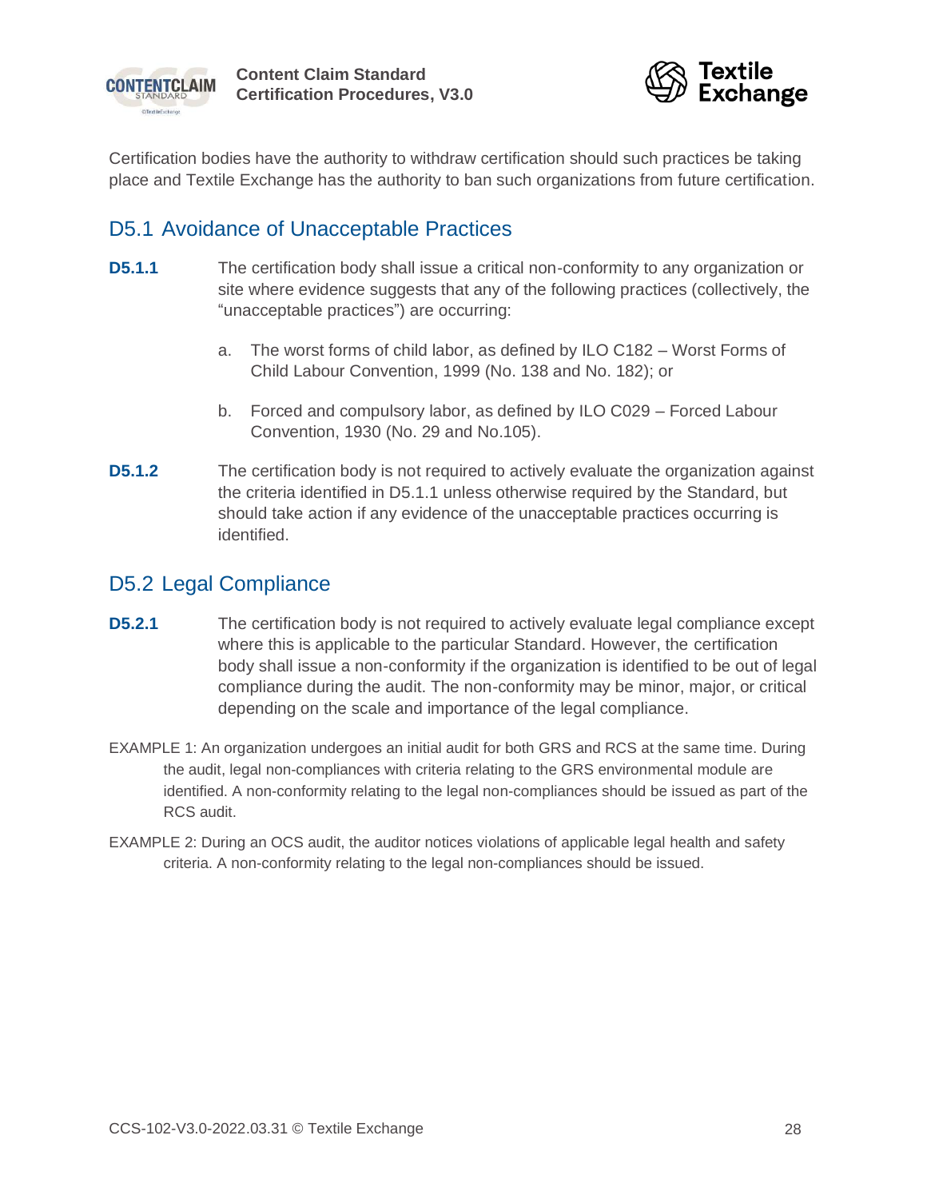Certification bodies have the authority to withdraw certification should such practices be taking place and Textile Exchange has the authority to ban such organizations from future certification.

## D5.1 Avoidance of Unacceptable Practices

**D5.1.1** The certification body shall issue a critical non-conformity to any organization or site where evidence suggests that any of the following practices (collectively, the "unacceptable practices") are occurring:

a. The worst forms of child labor, as defined by ILO C182 – Worst Forms of Child Labour Convention, 1999 (No. 138 and No. 182); or

b. Forced and compulsory labor, as defined by ILO C029 – Forced Labour Convention, 1930 (No. 29 and No.105).

**D5.1.2** The certification body is not required to actively evaluate the organization against the criteria identified in D5.1.1 unless otherwise required by the Standard, but should take action if any evidence of the unacceptable practices occurring is identified.

## D5.2 Legal Compliance

**D5.2.1** The certification body is not required to actively evaluate legal compliance except where this is applicable to the particular Standard. However, the certification body shall issue a non-conformity if the organization is identified to be out of legal compliance during the audit. The non-conformity may be minor, major, or critical depending on the scale and importance of the legal compliance.

EXAMPLE 1: An organization undergoes an initial audit for both GRS and RCS at the same time. During the audit, legal non-compliances with criteria relating to the GRS environmental module are identified. A non-conformity relating to the legal non-compliances should be issued as part of the RCS audit.

EXAMPLE 2: During an OCS audit, the auditor notices violations of applicable legal health and safety criteria. A non-conformity relating to the legal non-compliances should be issued.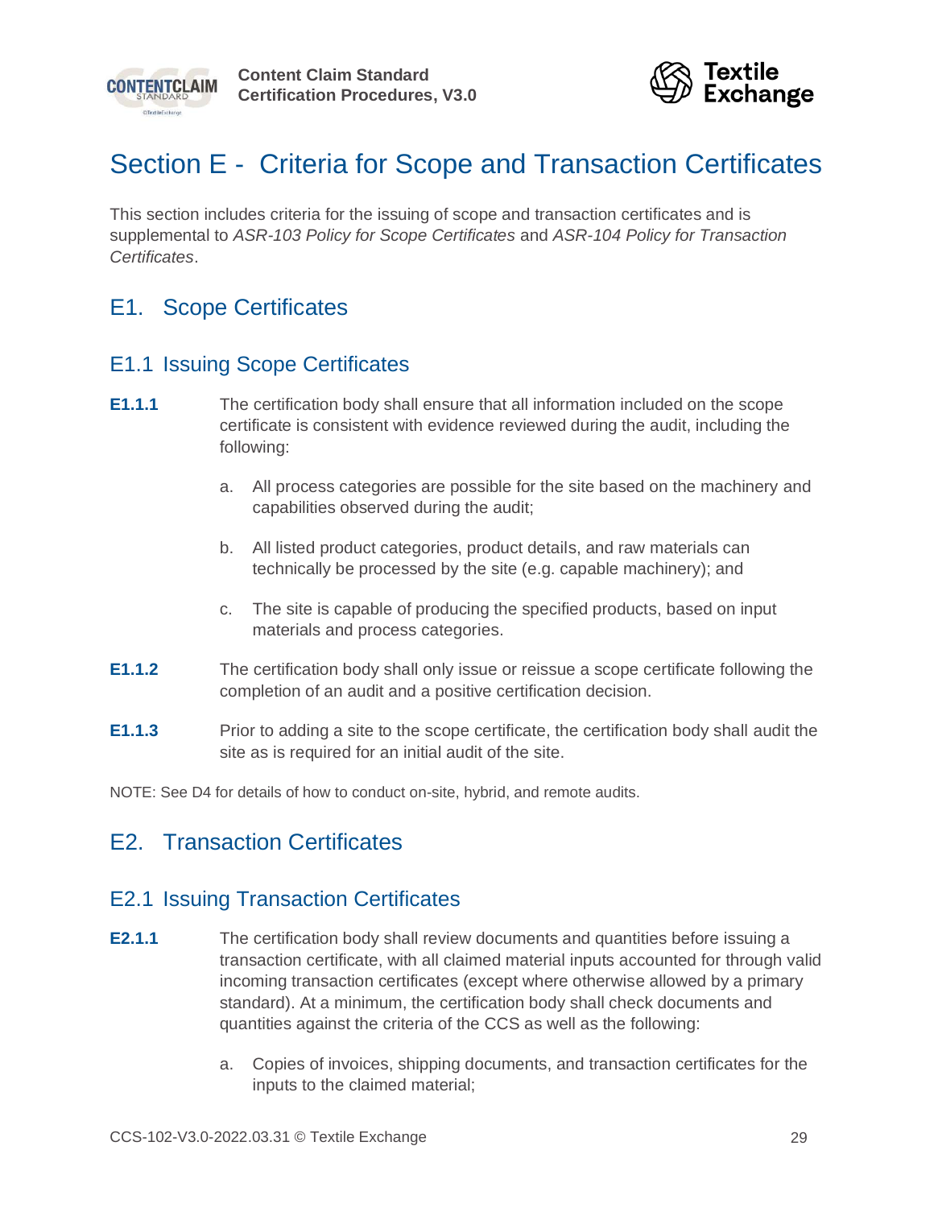# Section E - Criteria for Scope and Transaction Certificates

This section includes criteria for the issuing of scope and transaction certificates and is supplemental to *ASR-103 Policy for Scope Certificates* and *ASR-104 Policy for Transaction Certificates*.

## E1. Scope Certificates

### E1.1 Issuing Scope Certificates

**E1.1.1** The certification body shall ensure that all information included on the scope certificate is consistent with evidence reviewed during the audit, including the following:

a. All process categories are possible for the site based on the machinery and capabilities observed during the audit;

b. All listed product categories, product details, and raw materials can technically be processed by the site (e.g. capable machinery); and

c. The site is capable of producing the specified products, based on input materials and process categories.

**E1.1.2** The certification body shall only issue or reissue a scope certificate following the completion of an audit and a positive certification decision.

**E1.1.3** Prior to adding a site to the scope certificate, the certification body shall audit the site as is required for an initial audit of the site.

NOTE: See D4 for details of how to conduct on-site, hybrid, and remote audits.

## E2. Transaction Certificates

### E2.1 Issuing Transaction Certificates

**E2.1.1** The certification body shall review documents and quantities before issuing a transaction certificate, with all claimed material inputs accounted for through valid incoming transaction certificates (except where otherwise allowed by a primary standard). At a minimum, the certification body shall check documents and quantities against the criteria of the CCS as well as the following:

a. Copies of invoices, shipping documents, and transaction certificates for the inputs to the claimed material;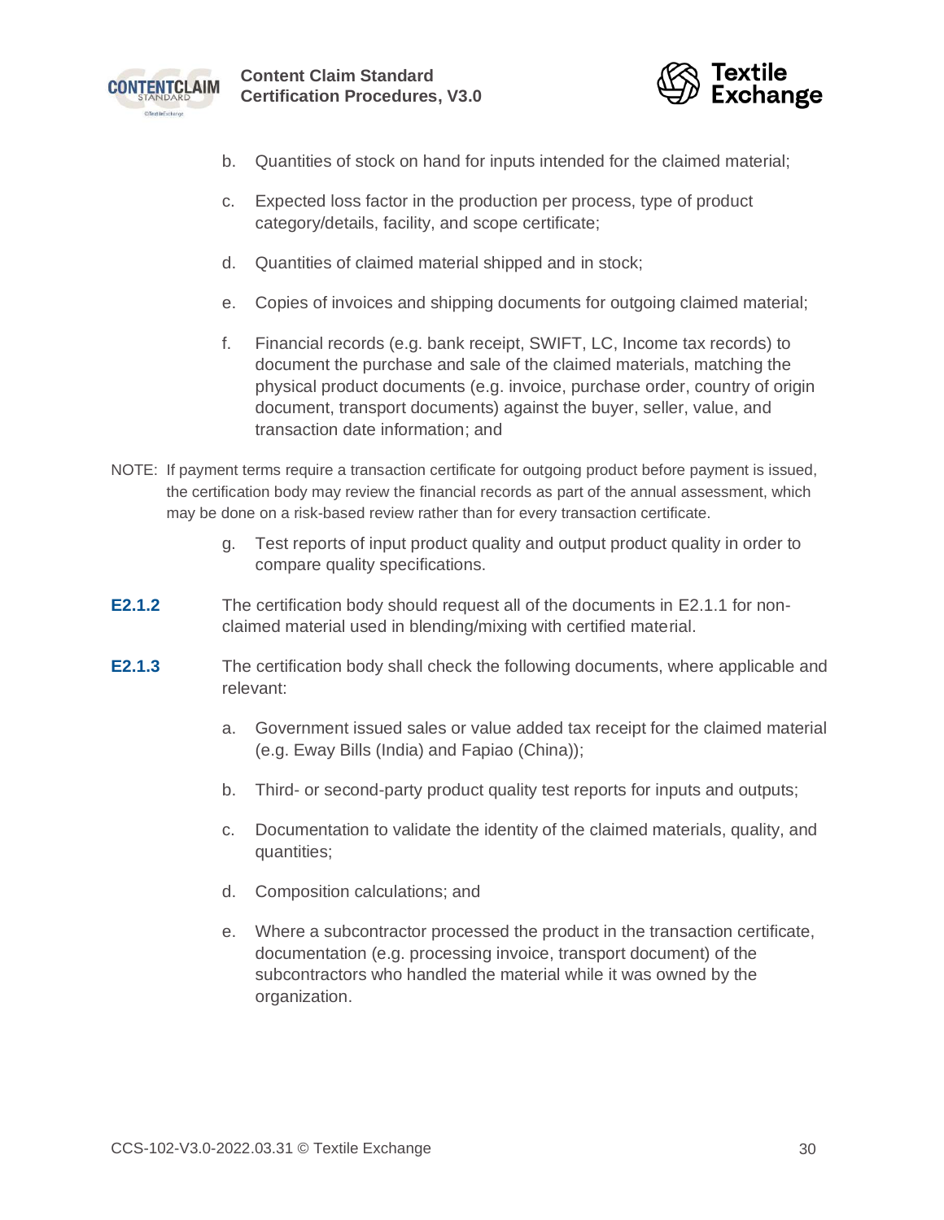b. Quantities of stock on hand for inputs intended for the claimed material;

c. Expected loss factor in the production per process, type of product category/details, facility, and scope certificate;

d. Quantities of claimed material shipped and in stock;

e. Copies of invoices and shipping documents for outgoing claimed material;

f. Financial records (e.g. bank receipt, SWIFT, LC, Income tax records) to document the purchase and sale of the claimed materials, matching the physical product documents (e.g. invoice, purchase order, country of origin document, transport documents) against the buyer, seller, value, and transaction date information; and

NOTE: If payment terms require a transaction certificate for outgoing product before payment is issued, the certification body may review the financial records as part of the annual assessment, which may be done on a risk-based review rather than for every transaction certificate.

g. Test reports of input product quality and output product quality in order to compare quality specifications.

**E2.1.2** The certification body should request all of the documents in E2.1.1 for non-claimed material used in blending/mixing with certified material.

**E2.1.3** The certification body shall check the following documents, where applicable and relevant:

a. Government issued sales or value added tax receipt for the claimed material (e.g. Eway Bills (India) and Fapiao (China));

b. Third- or second-party product quality test reports for inputs and outputs;

c. Documentation to validate the identity of the claimed materials, quality, and quantities;

d. Composition calculations; and

e. Where a subcontractor processed the product in the transaction certificate, documentation (e.g. processing invoice, transport document) of the subcontractors who handled the material while it was owned by the organization.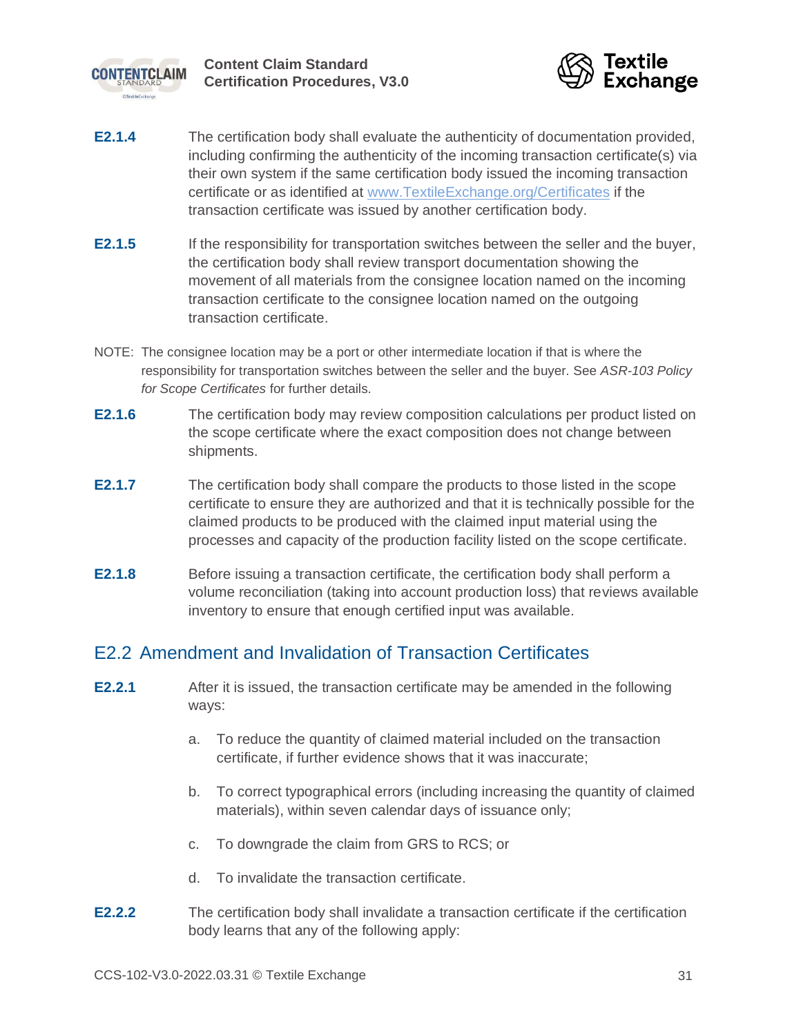**E2.1.4** The certification body shall evaluate the authenticity of documentation provided, including confirming the authenticity of the incoming transaction certificate(s) via their own system if the same certification body issued the incoming transaction certificate or as identified at [www.TextileExchange.org/Certificates](www.TextileExchange.org/Certificates) if the transaction certificate was issued by another certification body.

**E2.1.5** If the responsibility for transportation switches between the seller and the buyer, the certification body shall review transport documentation showing the movement of all materials from the consignee location named on the incoming transaction certificate to the consignee location named on the outgoing transaction certificate.

NOTE: The consignee location may be a port or other intermediate location if that is where the responsibility for transportation switches between the seller and the buyer. See *ASR-103 Policy for Scope Certificates* for further details.

**E2.1.6** The certification body may review composition calculations per product listed on the scope certificate where the exact composition does not change between shipments.

**E2.1.7** The certification body shall compare the products to those listed in the scope certificate to ensure they are authorized and that it is technically possible for the claimed products to be produced with the claimed input material using the processes and capacity of the production facility listed on the scope certificate.

**E2.1.8** Before issuing a transaction certificate, the certification body shall perform a volume reconciliation (taking into account production loss) that reviews available inventory to ensure that enough certified input was available.

## E2.2 Amendment and Invalidation of Transaction Certificates

**E2.2.1** After it is issued, the transaction certificate may be amended in the following ways:

a. To reduce the quantity of claimed material included on the transaction certificate, if further evidence shows that it was inaccurate;

b. To correct typographical errors (including increasing the quantity of claimed materials), within seven calendar days of issuance only;

c. To downgrade the claim from GRS to RCS; or

d. To invalidate the transaction certificate.

**E2.2.2** The certification body shall invalidate a transaction certificate if the certification body learns that any of the following apply: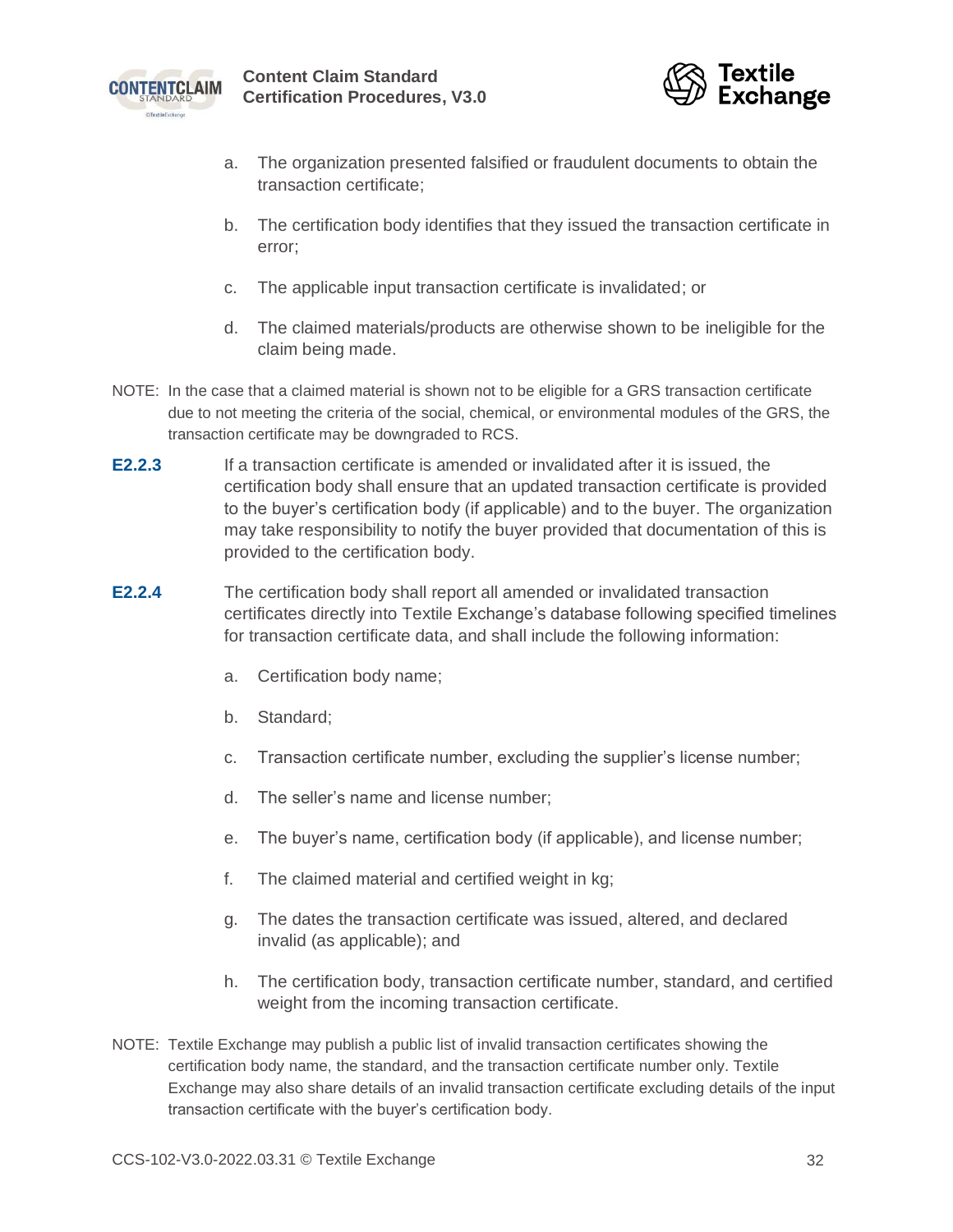a. The organization presented falsified or fraudulent documents to obtain the transaction certificate;

b. The certification body identifies that they issued the transaction certificate in error;

c. The applicable input transaction certificate is invalidated; or

d. The claimed materials/products are otherwise shown to be ineligible for the claim being made.

NOTE: In the case that a claimed material is shown not to be eligible for a GRS transaction certificate due to not meeting the criteria of the social, chemical, or environmental modules of the GRS, the transaction certificate may be downgraded to RCS.

**E2.2.3** If a transaction certificate is amended or invalidated after it is issued, the certification body shall ensure that an updated transaction certificate is provided to the buyer's certification body (if applicable) and to the buyer. The organization may take responsibility to notify the buyer provided that documentation of this is provided to the certification body.

**E2.2.4** The certification body shall report all amended or invalidated transaction certificates directly into Textile Exchange's database following specified timelines for transaction certificate data, and shall include the following information:

a. Certification body name;

b. Standard;

c. Transaction certificate number, excluding the supplier's license number;

d. The seller's name and license number;

e. The buyer's name, certification body (if applicable), and license number;

f. The claimed material and certified weight in kg;

g. The dates the transaction certificate was issued, altered, and declared invalid (as applicable); and

h. The certification body, transaction certificate number, standard, and certified weight from the incoming transaction certificate.

NOTE: Textile Exchange may publish a public list of invalid transaction certificates showing the certification body name, the standard, and the transaction certificate number only. Textile Exchange may also share details of an invalid transaction certificate excluding details of the input transaction certificate with the buyer's certification body.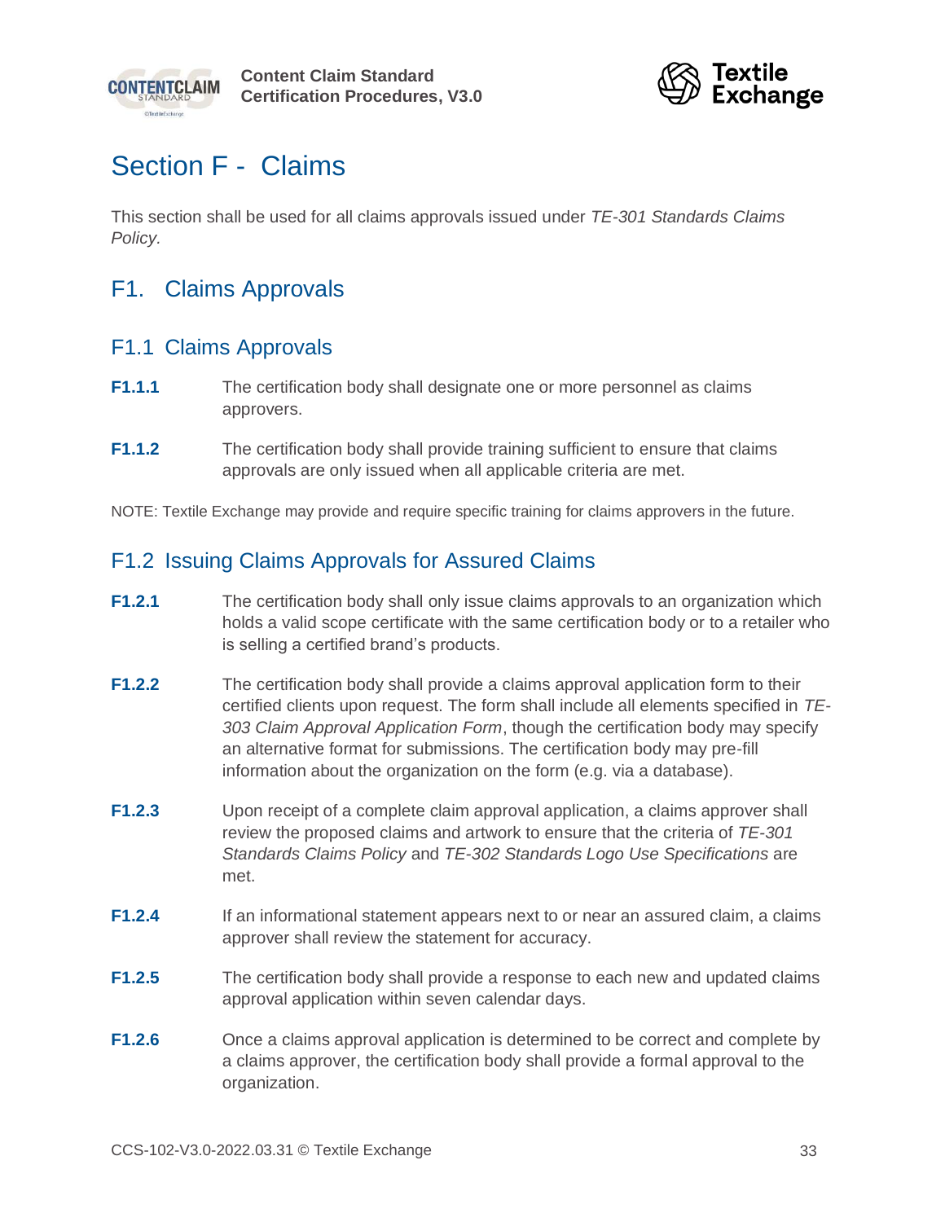# Section F - Claims

This section shall be used for all claims approvals issued under *TE-301 Standards Claims Policy*.

## F1. Claims Approvals

### F1.1 Claims Approvals

**F1.1.1** The certification body shall designate one or more personnel as claims approvers.

**F1.1.2** The certification body shall provide training sufficient to ensure that claims approvals are only issued when all applicable criteria are met.

NOTE: Textile Exchange may provide and require specific training for claims approvers in the future.

### F1.2 Issuing Claims Approvals for Assured Claims

**F1.2.1** The certification body shall only issue claims approvals to an organization which holds a valid scope certificate with the same certification body or to a retailer who is selling a certified brand's products.

**F1.2.2** The certification body shall provide a claims approval application form to their certified clients upon request. The form shall include all elements specified in *TE-303 Claim Approval Application Form*, though the certification body may specify an alternative format for submissions. The certification body may pre-fill information about the organization on the form (e.g. via a database).

**F1.2.3** Upon receipt of a complete claim approval application, a claims approver shall review the proposed claims and artwork to ensure that the criteria of *TE-301 Standards Claims Policy* and *TE-302 Standards Logo Use Specifications* are met.

**F1.2.4** If an informational statement appears next to or near an assured claim, a claims approver shall review the statement for accuracy.

**F1.2.5** The certification body shall provide a response to each new and updated claims approval application within seven calendar days.

**F1.2.6** Once a claims approval application is determined to be correct and complete by a claims approver, the certification body shall provide a formal approval to the organization.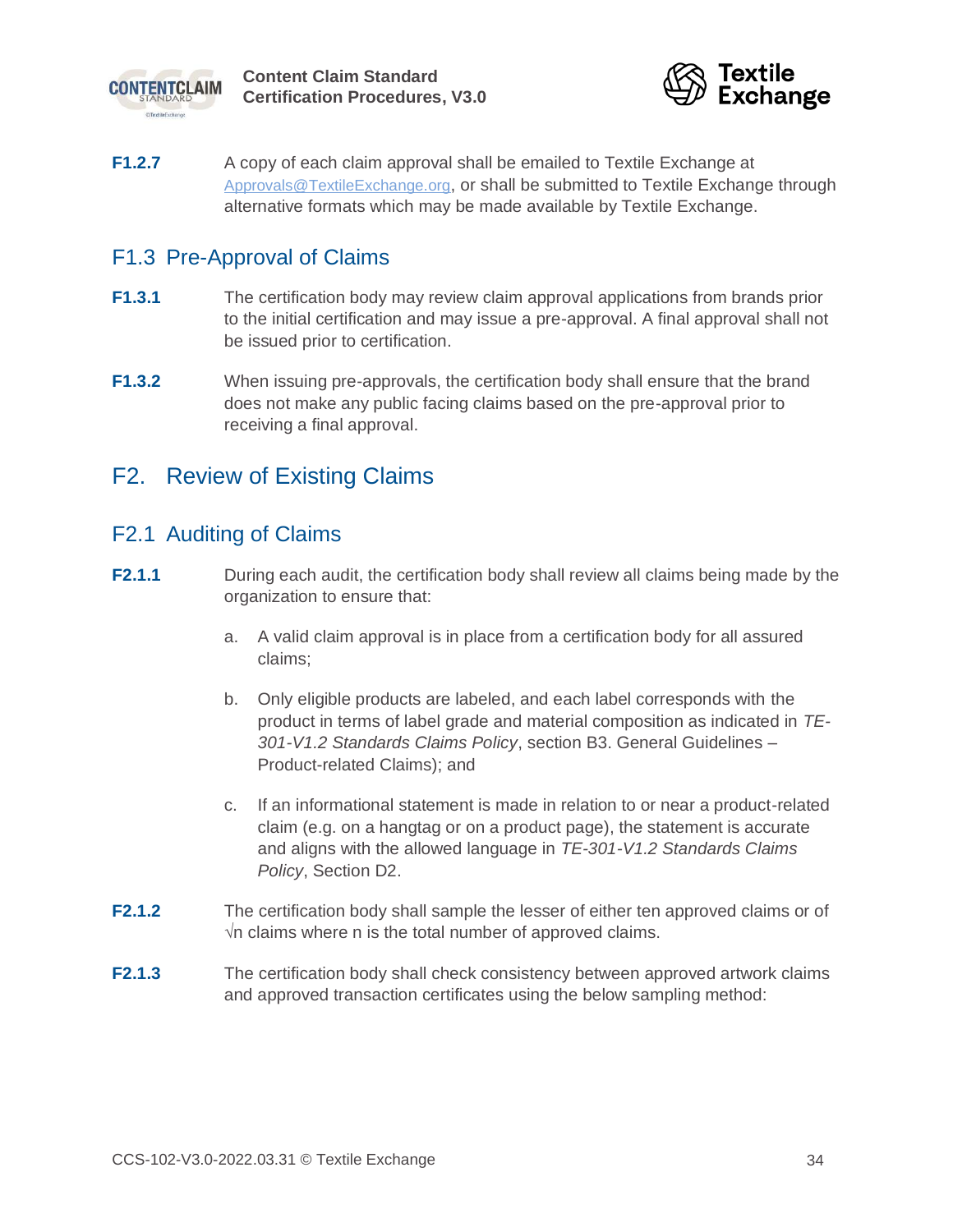**F1.2.7** A copy of each claim approval shall be emailed to Textile Exchange at Approvals@TextileExchange.org, or shall be submitted to Textile Exchange through alternative formats which may be made available by Textile Exchange.

## F1.3 Pre-Approval of Claims

**F1.3.1** The certification body may review claim approval applications from brands prior to the initial certification and may issue a pre-approval. A final approval shall not be issued prior to certification.

**F1.3.2** When issuing pre-approvals, the certification body shall ensure that the brand does not make any public facing claims based on the pre-approval prior to receiving a final approval.

# F2. Review of Existing Claims

## F2.1 Auditing of Claims

**F2.1.1** During each audit, the certification body shall review all claims being made by the organization to ensure that:

a. A valid claim approval is in place from a certification body for all assured claims;

b. Only eligible products are labeled, and each label corresponds with the product in terms of label grade and material composition as indicated in *TE-301-V1.2 Standards Claims Policy*, section B3. General Guidelines – Product-related Claims); and

c. If an informational statement is made in relation to or near a product-related claim (e.g. on a hangtag or on a product page), the statement is accurate and aligns with the allowed language in *TE-301-V1.2 Standards Claims Policy*, Section D2.

**F2.1.2** The certification body shall sample the lesser of either ten approved claims or of $\sqrt{n}$ claims where n is the total number of approved claims.

**F2.1.3** The certification body shall check consistency between approved artwork claims and approved transaction certificates using the below sampling method: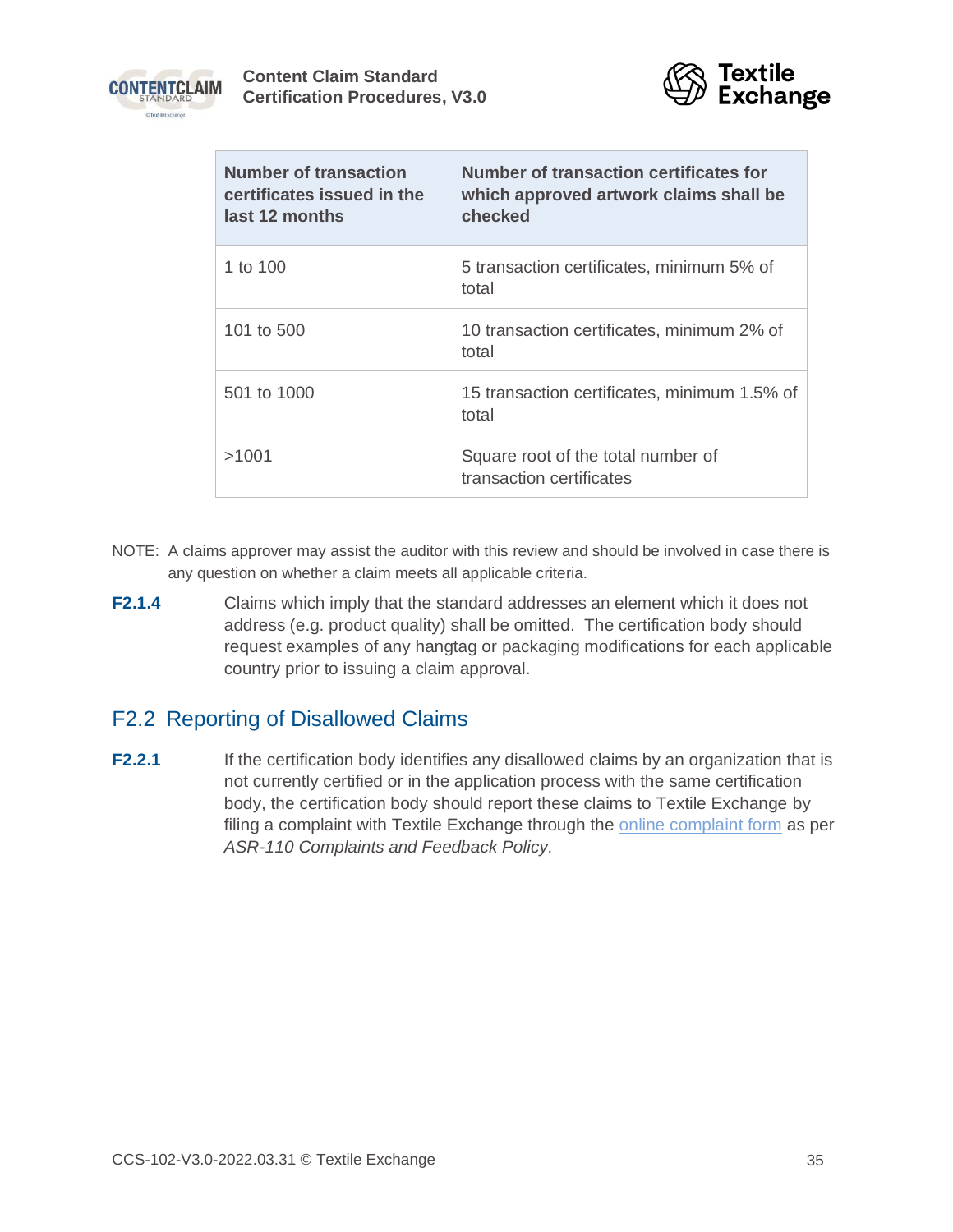| Number of transaction certificates issued in the last 12 months | Number of transaction certificates for which approved artwork claims shall be checked |
|---|---|
| 1 to 100 | 5 transaction certificates, minimum 5% of total |
| 101 to 500 | 10 transaction certificates, minimum 2% of total |
| 501 to 1000 | 15 transaction certificates, minimum 1.5% of total |
| >1001 | Square root of the total number of transaction certificates |

NOTE: A claims approver may assist the auditor with this review and should be involved in case there is any question on whether a claim meets all applicable criteria.

**F2.1.4** Claims which imply that the standard addresses an element which it does not address (e.g. product quality) shall be omitted. The certification body should request examples of any hangtag or packaging modifications for each applicable country prior to issuing a claim approval.

## F2.2 Reporting of Disallowed Claims

**F2.2.1** If the certification body identifies any disallowed claims by an organization that is not currently certified or in the application process with the same certification body, the certification body should report these claims to Textile Exchange by filing a complaint with Textile Exchange through the online complaint form as per *ASR-110 Complaints and Feedback Policy.*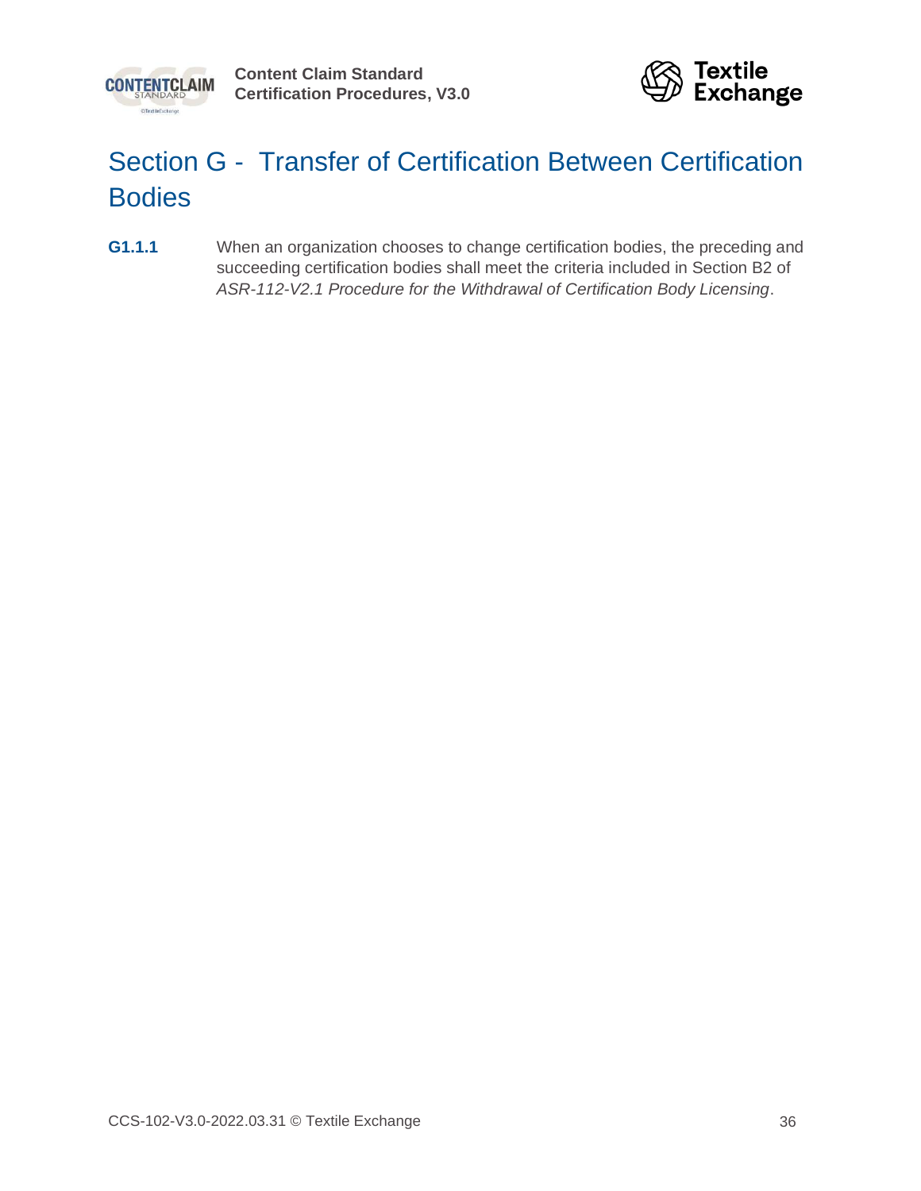# Section G - Transfer of Certification Between Certification Bodies

**G1.1.1** When an organization chooses to change certification bodies, the preceding and succeeding certification bodies shall meet the criteria included in Section B2 of *ASR-112-V2.1 Procedure for the Withdrawal of Certification Body Licensing*.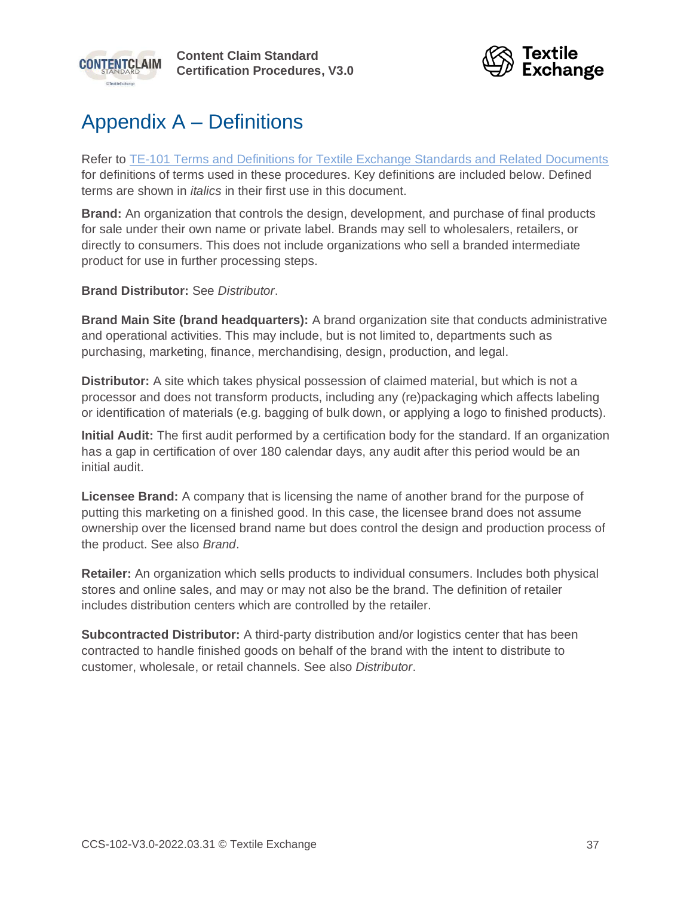# Appendix A – Definitions

Refer to [TE-101 Terms and Definitions for Textile Exchange Standards and Related Documents](#) for definitions of terms used in these procedures. Key definitions are included below. Defined terms are shown in *italics* in their first use in this document.

**Brand:** An organization that controls the design, development, and purchase of final products for sale under their own name or private label. Brands may sell to wholesalers, retailers, or directly to consumers. This does not include organizations who sell a branded intermediate product for use in further processing steps.

**Brand Distributor:** See *Distributor*.

**Brand Main Site (brand headquarters):** A brand organization site that conducts administrative and operational activities. This may include, but is not limited to, departments such as purchasing, marketing, finance, merchandising, design, production, and legal.

**Distributor:** A site which takes physical possession of claimed material, but which is not a processor and does not transform products, including any (re)packaging which affects labeling or identification of materials (e.g. bagging of bulk down, or applying a logo to finished products).

**Initial Audit:** The first audit performed by a certification body for the standard. If an organization has a gap in certification of over 180 calendar days, any audit after this period would be an initial audit.

**Licensee Brand:** A company that is licensing the name of another brand for the purpose of putting this marketing on a finished good. In this case, the licensee brand does not assume ownership over the licensed brand name but does control the design and production process of the product. See also *Brand*.

**Retailer:** An organization which sells products to individual consumers. Includes both physical stores and online sales, and may or may not also be the brand. The definition of retailer includes distribution centers which are controlled by the retailer.

**Subcontracted Distributor:** A third-party distribution and/or logistics center that has been contracted to handle finished goods on behalf of the brand with the intent to distribute to customer, wholesale, or retail channels. See also *Distributor*.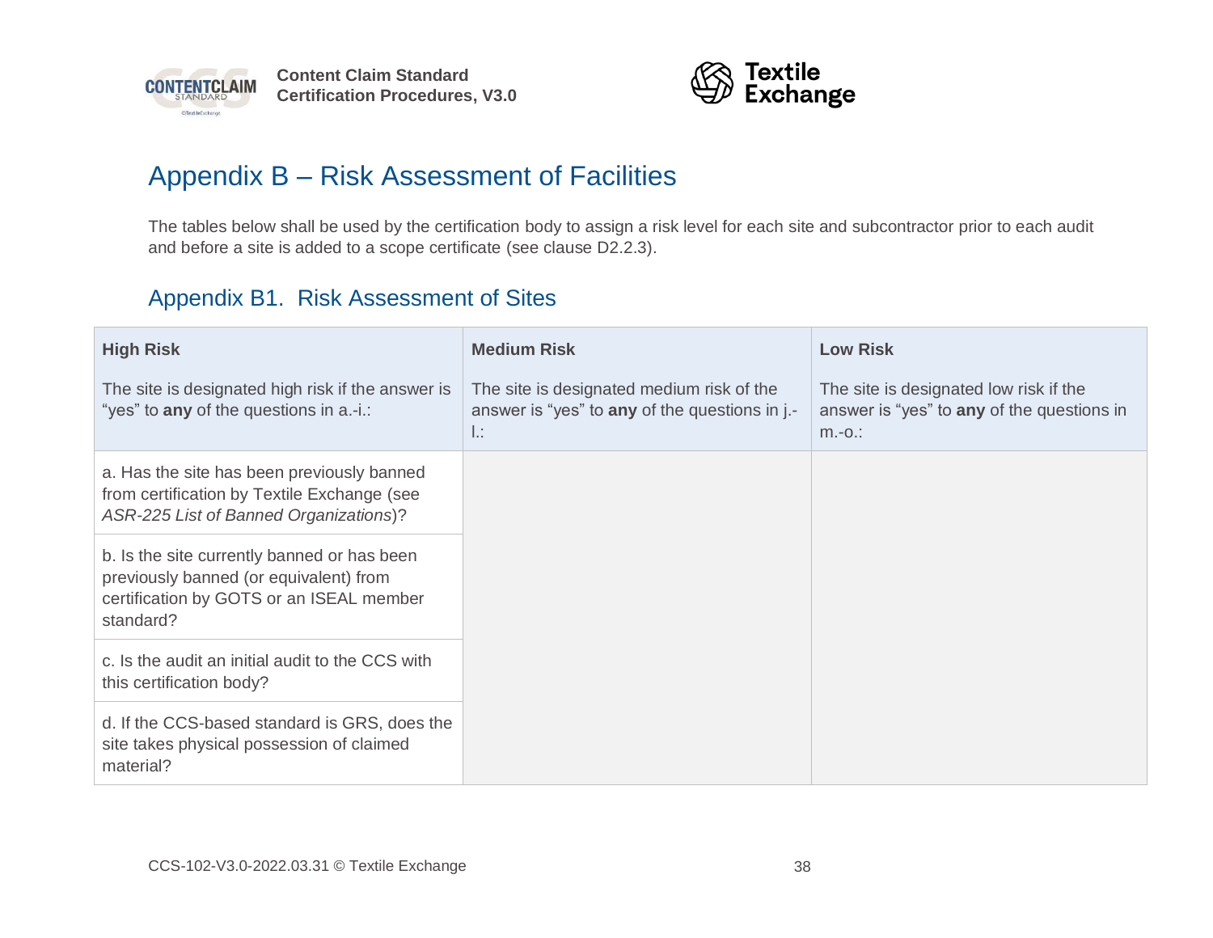# Appendix B – Risk Assessment of Facilities

The tables below shall be used by the certification body to assign a risk level for each site and subcontractor prior to each audit and before a site is added to a scope certificate (see clause D2.2.3).

## Appendix B1. Risk Assessment of Sites

| **High Risk**<br><br>The site is designated high risk if the answer is "yes" to **any** of the questions in a.-i.: | **Medium Risk**<br><br>The site is designated medium risk of the answer is "yes" to **any** of the questions in j.-l.: | **Low Risk**<br><br>The site is designated low risk if the answer is "yes" to **any** of the questions in m.-o.: |
|---|---|---|
| a. Has the site has been previously banned from certification by Textile Exchange (see *ASR-225 List of Banned Organizations*)? | | |
| b. Is the site currently banned or has been previously banned (or equivalent) from certification by GOTS or an ISEAL member standard? | | |
| c. Is the audit an initial audit to the CCS with this certification body? | | |
| d. If the CCS-based standard is GRS, does the site takes physical possession of claimed material? | | |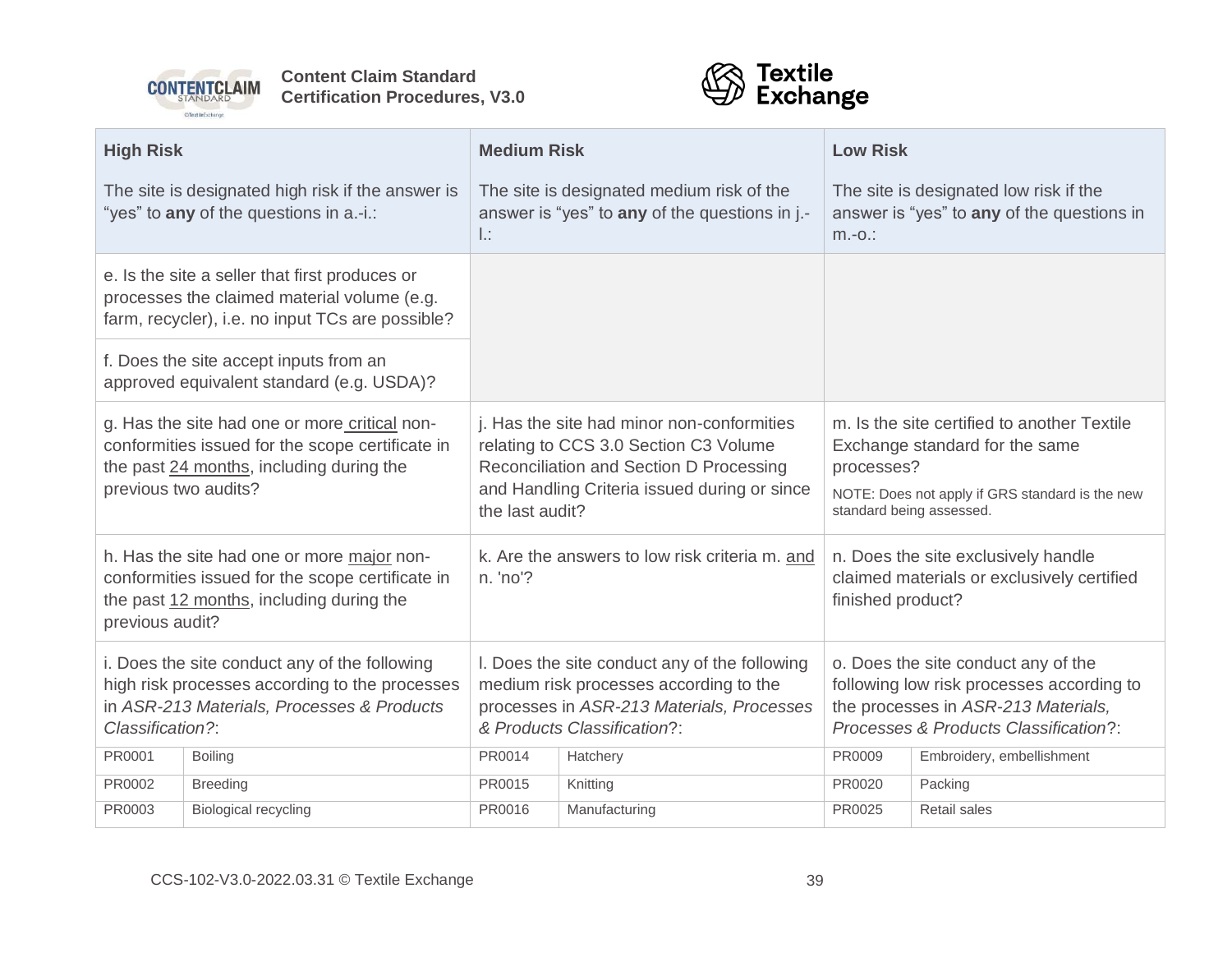| **High Risk**<br><br>The site is designated high risk if the answer is "yes" to **any** of the questions in a.-i.: | | **Medium Risk**<br><br>The site is designated medium risk of the answer is "yes" to **any** of the questions in j.-l.: | | **Low Risk**<br><br>The site is designated low risk if the answer is "yes" to **any** of the questions in m.-o.: | |
|---|---|---|---|---|---|
| e. Is the site a seller that first produces or processes the claimed material volume (e.g. farm, recycler), i.e. no input TCs are possible? | | | | | |
| f. Does the site accept inputs from an approved equivalent standard (e.g. USDA)? | | | | | |
| g. Has the site had one or more critical non-conformities issued for the scope certificate in the past 24 months, including during the previous two audits? | | j. Has the site had minor non-conformities relating to CCS 3.0 Section C3 Volume Reconciliation and Section D Processing and Handling Criteria issued during or since the last audit? | | m. Is the site certified to another Textile Exchange standard for the same processes?<br><br>NOTE: Does not apply if GRS standard is the new standard being assessed. | |
| h. Has the site had one or more major non-conformities issued for the scope certificate in the past 12 months, including during the previous audit? | | k. Are the answers to low risk criteria m. and n. 'no'? | | n. Does the site exclusively handle claimed materials or exclusively certified finished product? | |
| i. Does the site conduct any of the following high risk processes according to the processes in *ASR-213 Materials, Processes & Products Classification?*: | | l. Does the site conduct any of the following medium risk processes according to the processes in *ASR-213 Materials, Processes & Products Classification*?: | | o. Does the site conduct any of the following low risk processes according to the processes in *ASR-213 Materials, Processes & Products Classification*?: | |
| PR0001 | Boiling | PR0014 | Hatchery | PR0009 | Embroidery, embellishment |
| PR0002 | Breeding | PR0015 | Knitting | PR0020 | Packing |
| PR0003 | Biological recycling | PR0016 | Manufacturing | PR0025 | Retail sales |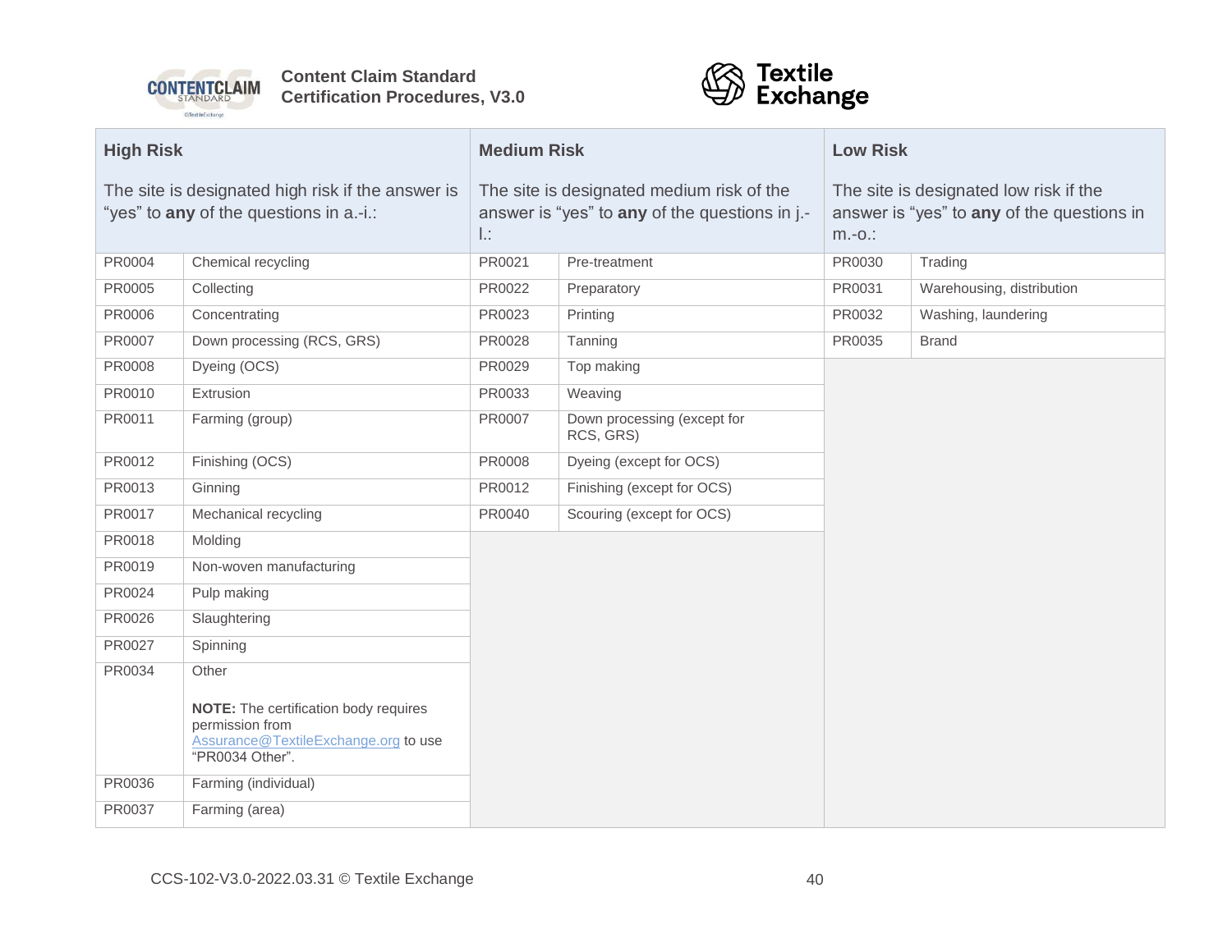| High Risk<br><br>The site is designated high risk if the answer is "yes" to **any** of the questions in a.-i.: | | Medium Risk<br><br>The site is designated medium risk of the answer is "yes" to **any** of the questions in j.-l.: | | Low Risk<br><br>The site is designated low risk if the answer is "yes" to **any** of the questions in m.-o.: | |
|---|---|---|---|---|---|
| PR0004 | Chemical recycling | PR0021 | Pre-treatment | PR0030 | Trading |
| PR0005 | Collecting | PR0022 | Preparatory | PR0031 | Warehousing, distribution |
| PR0006 | Concentrating | PR0023 | Printing | PR0032 | Washing, laundering |
| PR0007 | Down processing (RCS, GRS) | PR0028 | Tanning | PR0035 | Brand |
| PR0008 | Dyeing (OCS) | PR0029 | Top making | | |
| PR0010 | Extrusion | PR0033 | Weaving | | |
| PR0011 | Farming (group) | PR0007 | Down processing (except for RCS, GRS) | | |
| PR0012 | Finishing (OCS) | PR0008 | Dyeing (except for OCS) | | |
| PR0013 | Ginning | PR0012 | Finishing (except for OCS) | | |
| PR0017 | Mechanical recycling | PR0040 | Scouring (except for OCS) | | |
| PR0018 | Molding | | | | |
| PR0019 | Non-woven manufacturing | | | | |
| PR0024 | Pulp making | | | | |
| PR0026 | Slaughtering | | | | |
| PR0027 | Spinning | | | | |
| PR0034 | Other<br><br>**NOTE:** The certification body requires permission from Assurance@TextileExchange.org to use "PR0034 Other". | | | | |
| PR0036 | Farming (individual) | | | | |
| PR0037 | Farming (area) | | | | |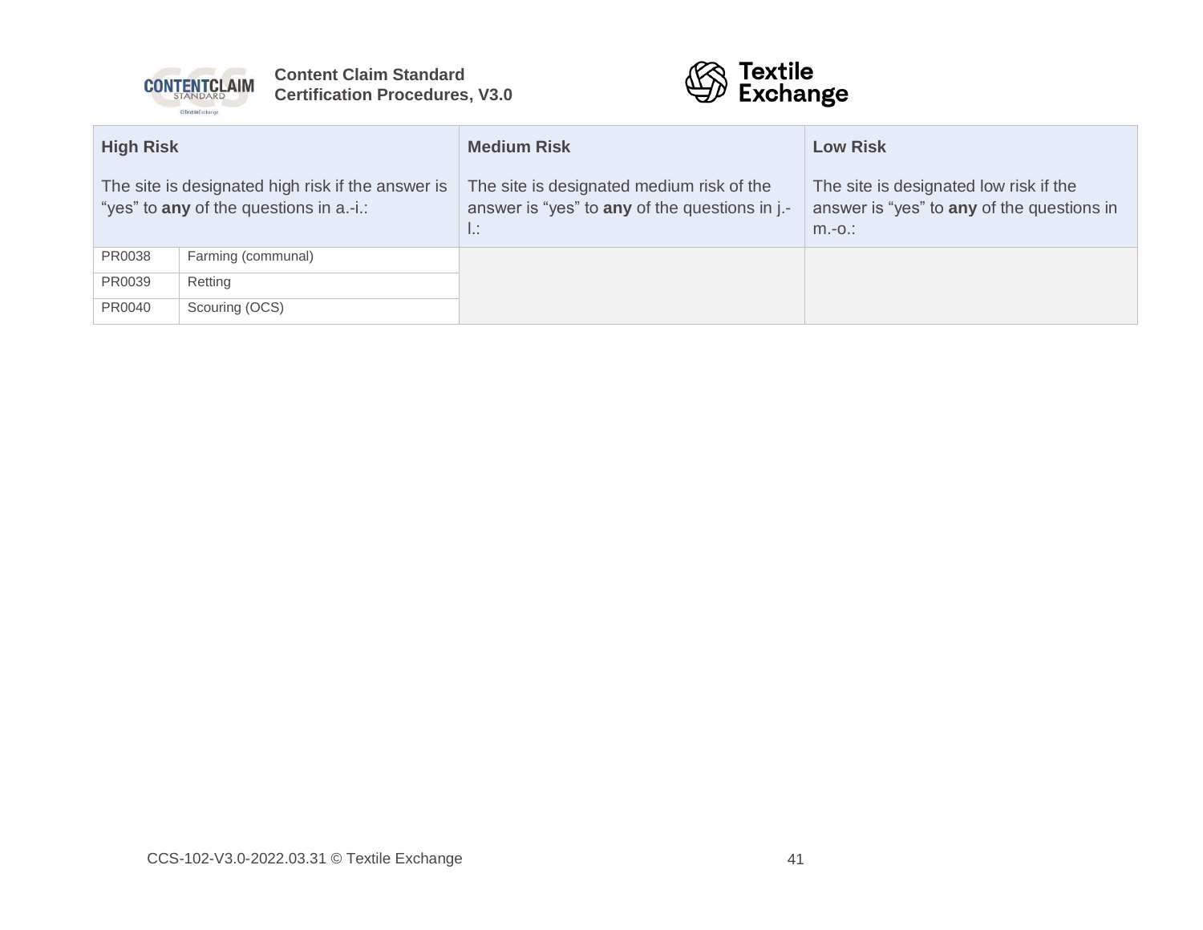| **High Risk**<br><br>The site is designated high risk if the answer is "yes" to **any** of the questions in a.-i.: | | **Medium Risk**<br><br>The site is designated medium risk of the answer is "yes" to **any** of the questions in j.-l.: | **Low Risk**<br><br>The site is designated low risk if the answer is "yes" to **any** of the questions in m.-o.: |
|---|---|---|---|
| PR0038 | Farming (communal) | | |
| PR0039 | Retting | | |
| PR0040 | Scouring (OCS) | | |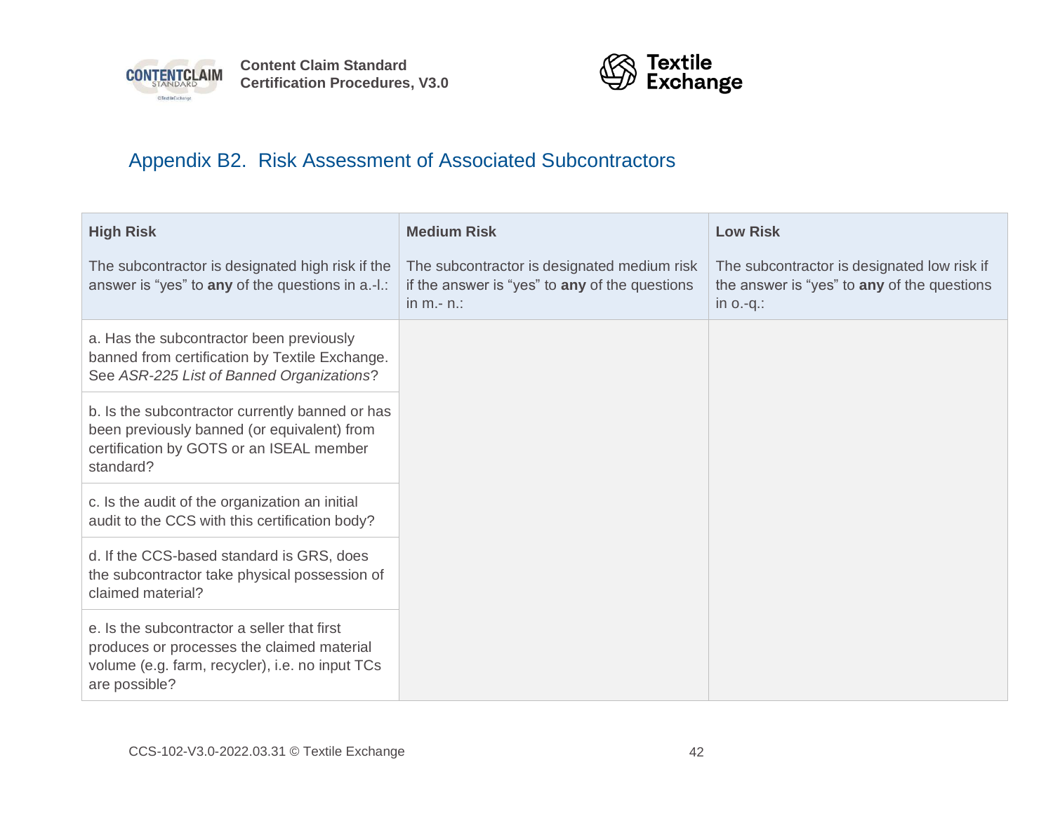## Appendix B2. Risk Assessment of Associated Subcontractors

| **High Risk**<br><br>The subcontractor is designated high risk if the answer is “yes” to **any** of the questions in a.-l.: | **Medium Risk**<br><br>The subcontractor is designated medium risk if the answer is “yes” to **any** of the questions in m.- n.: | **Low Risk**<br><br>The subcontractor is designated low risk if the answer is “yes” to **any** of the questions in o.-q.: |
|---|---|---|
| a. Has the subcontractor been previously banned from certification by Textile Exchange. See *ASR-225 List of Banned Organizations*? | | |
| b. Is the subcontractor currently banned or has been previously banned (or equivalent) from certification by GOTS or an ISEAL member standard? | | |
| c. Is the audit of the organization an initial audit to the CCS with this certification body? | | |
| d. If the CCS-based standard is GRS, does the subcontractor take physical possession of claimed material? | | |
| e. Is the subcontractor a seller that first produces or processes the claimed material volume (e.g. farm, recycler), i.e. no input TCs are possible? | | |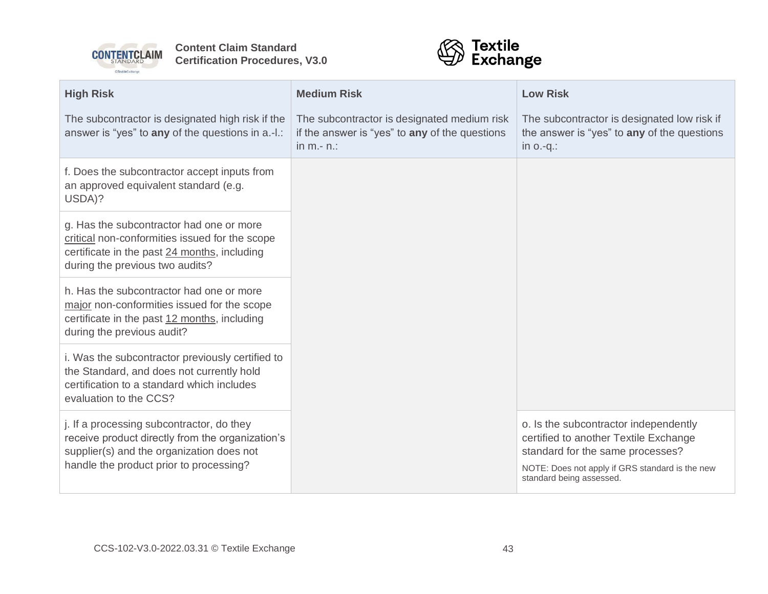| High Risk<br><br>The subcontractor is designated high risk if the answer is "yes" to **any** of the questions in a.-l.: | Medium Risk<br><br>The subcontractor is designated medium risk if the answer is "yes" to **any** of the questions in m.- n.: | Low Risk<br><br>The subcontractor is designated low risk if the answer is "yes" to **any** of the questions in o.-q.: |
|---|---|---|
| f. Does the subcontractor accept inputs from an approved equivalent standard (e.g. USDA)? | | |
| g. Has the subcontractor had one or more critical non-conformities issued for the scope certificate in the past 24 months, including during the previous two audits? | | |
| h. Has the subcontractor had one or more major non-conformities issued for the scope certificate in the past 12 months, including during the previous audit? | | |
| i. Was the subcontractor previously certified to the Standard, and does not currently hold certification to a standard which includes evaluation to the CCS? | | |
| j. If a processing subcontractor, do they receive product directly from the organization's supplier(s) and the organization does not handle the product prior to processing? | | o. Is the subcontractor independently certified to another Textile Exchange standard for the same processes?<br><br>NOTE: Does not apply if GRS standard is the new standard being assessed. |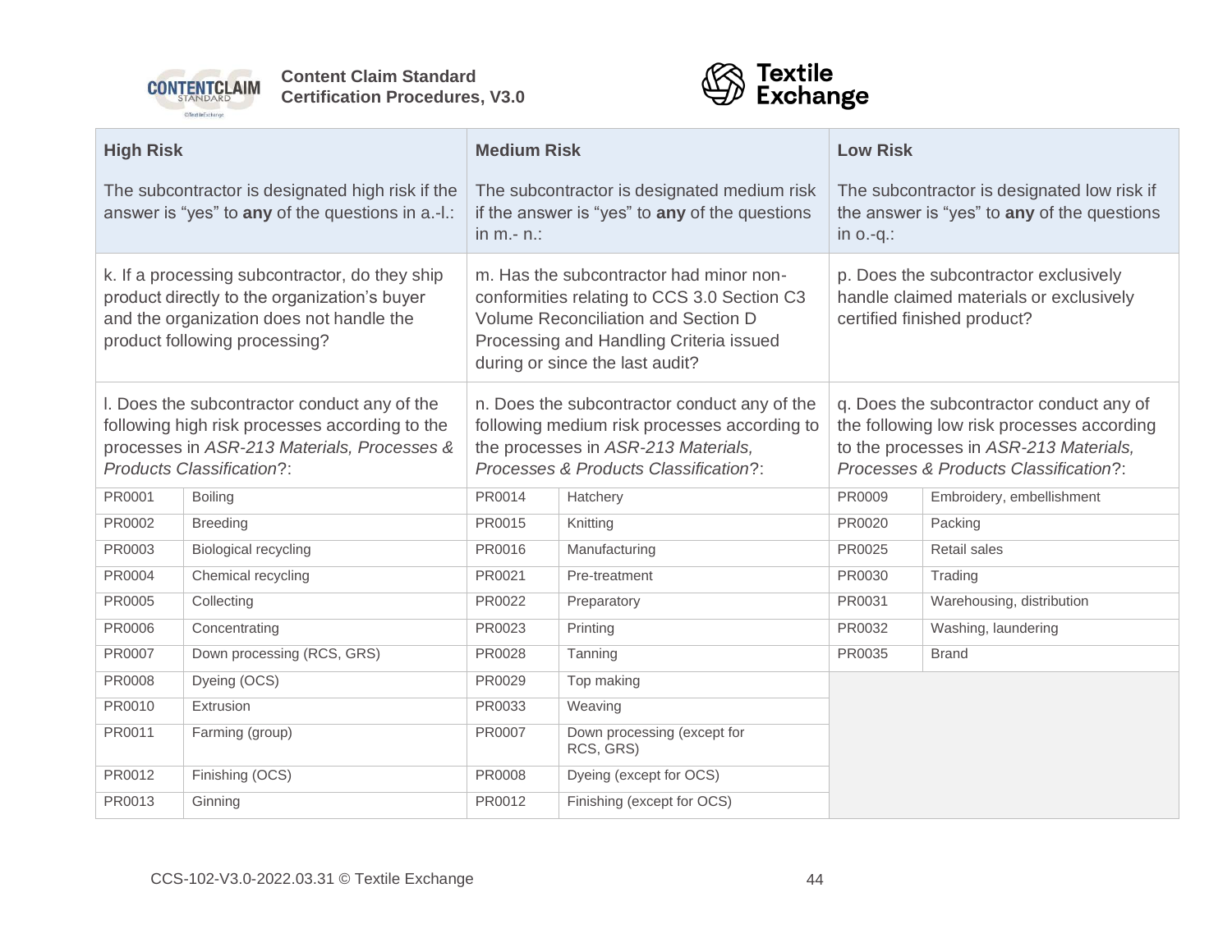| High Risk | | Medium Risk | | Low Risk | |
|---|---|---|---|---|---|
| The subcontractor is designated high risk if the answer is "yes" to **any** of the questions in a.-l.: | | The subcontractor is designated medium risk if the answer is "yes" to **any** of the questions in m.- n.: | | The subcontractor is designated low risk if the answer is "yes" to **any** of the questions in o.-q.: | |
| k. If a processing subcontractor, do they ship product directly to the organization's buyer and the organization does not handle the product following processing? | | m. Has the subcontractor had minor non-conformities relating to CCS 3.0 Section C3 Volume Reconciliation and Section D Processing and Handling Criteria issued during or since the last audit? | | p. Does the subcontractor exclusively handle claimed materials or exclusively certified finished product? | |
| l. Does the subcontractor conduct any of the following high risk processes according to the processes in *ASR-213 Materials, Processes & Products Classification*?: | | n. Does the subcontractor conduct any of the following medium risk processes according to the processes in *ASR-213 Materials, Processes & Products Classification*?: | | q. Does the subcontractor conduct any of the following low risk processes according to the processes in *ASR-213 Materials, Processes & Products Classification*?: | |
| PR0001 | Boiling | PR0014 | Hatchery | PR0009 | Embroidery, embellishment |
| PR0002 | Breeding | PR0015 | Knitting | PR0020 | Packing |
| PR0003 | Biological recycling | PR0016 | Manufacturing | PR0025 | Retail sales |
| PR0004 | Chemical recycling | PR0021 | Pre-treatment | PR0030 | Trading |
| PR0005 | Collecting | PR0022 | Preparatory | PR0031 | Warehousing, distribution |
| PR0006 | Concentrating | PR0023 | Printing | PR0032 | Washing, laundering |
| PR0007 | Down processing (RCS, GRS) | PR0028 | Tanning | PR0035 | Brand |
| PR0008 | Dyeing (OCS) | PR0029 | Top making | | |
| PR0010 | Extrusion | PR0033 | Weaving | | |
| PR0011 | Farming (group) | PR0007 | Down processing (except for RCS, GRS) | | |
| PR0012 | Finishing (OCS) | PR0008 | Dyeing (except for OCS) | | |
| PR0013 | Ginning | PR0012 | Finishing (except for OCS) | | |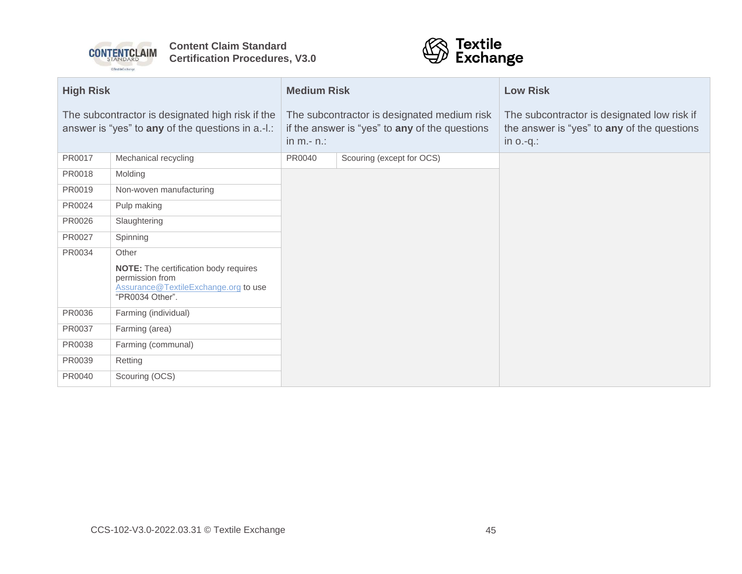| High Risk<br><br>The subcontractor is designated high risk if the answer is “yes” to **any** of the questions in a.-l.: | | Medium Risk<br><br>The subcontractor is designated medium risk if the answer is “yes” to **any** of the questions in m.- n.: | | Low Risk<br><br>The subcontractor is designated low risk if the answer is “yes” to **any** of the questions in o.-q.: |
|---|---|---|---|---|
| PR0017 | Mechanical recycling | PR0040 | Scouring (except for OCS) | |
| PR0018 | Molding | | | |
| PR0019 | Non-woven manufacturing | | | |
| PR0024 | Pulp making | | | |
| PR0026 | Slaughtering | | | |
| PR0027 | Spinning | | | |
| PR0034 | Other<br><br>**NOTE:** The certification body requires permission from Assurance@TextileExchange.org to use “PR0034 Other”. | | | |
| PR0036 | Farming (individual) | | | |
| PR0037 | Farming (area) | | | |
| PR0038 | Farming (communal) | | | |
| PR0039 | Retting | | | |
| PR0040 | Scouring (OCS) | | | |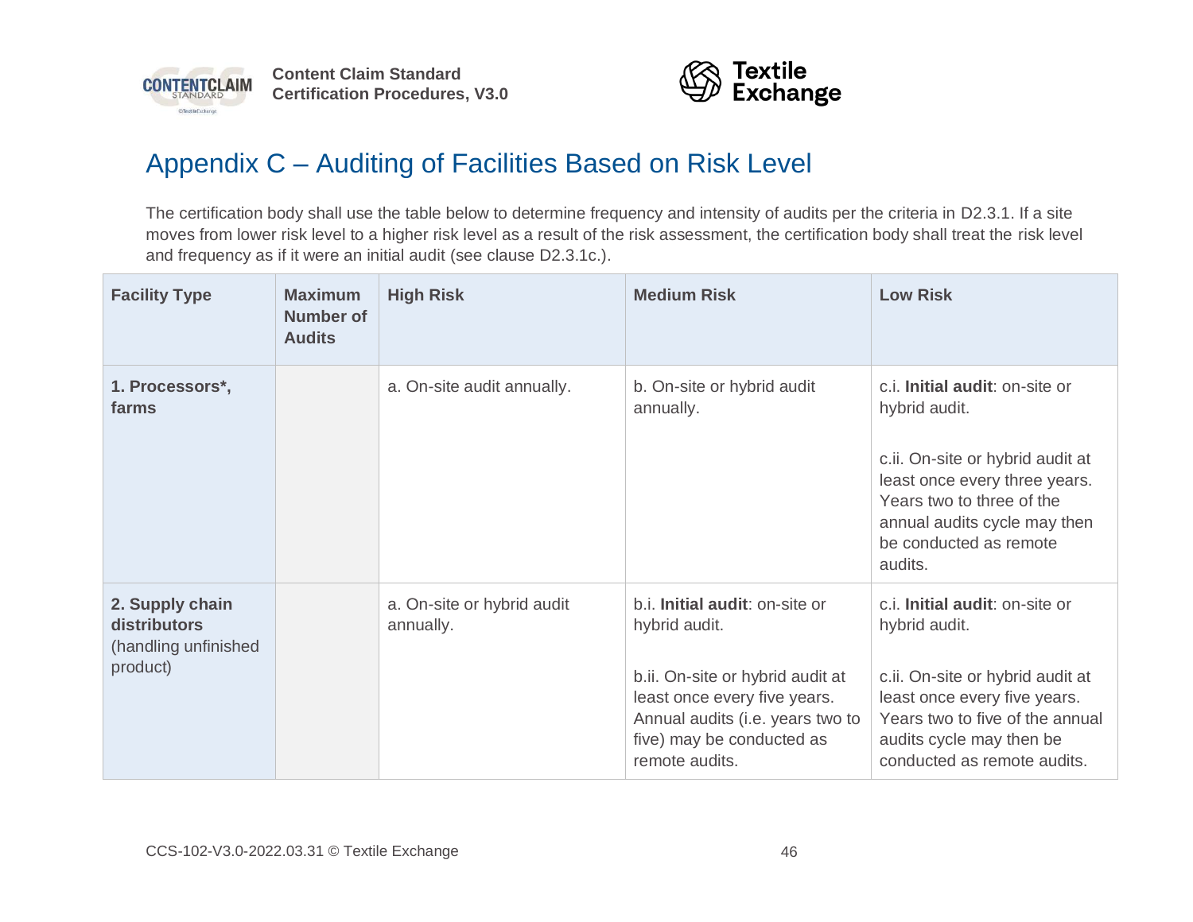# Appendix C – Auditing of Facilities Based on Risk Level

The certification body shall use the table below to determine frequency and intensity of audits per the criteria in D2.3.1. If a site moves from lower risk level to a higher risk level as a result of the risk assessment, the certification body shall treat the risk level and frequency as if it were an initial audit (see clause D2.3.1c.).

| Facility Type | Maximum Number of Audits | High Risk | Medium Risk | Low Risk |
|---|---|---|---|---|
| **1. Processors*, farms** | | a. On-site audit annually. | b. On-site or hybrid audit annually. | c.i. **Initial audit**: on-site or hybrid audit.<br><br>c.ii. On-site or hybrid audit at least once every three years. Years two to three of the annual audits cycle may then be conducted as remote audits. |
| **2. Supply chain distributors** (handling unfinished product) | | a. On-site or hybrid audit annually. | b.i. **Initial audit**: on-site or hybrid audit.<br><br>b.ii. On-site or hybrid audit at least once every five years. Annual audits (i.e. years two to five) may be conducted as remote audits. | c.i. **Initial audit**: on-site or hybrid audit.<br><br>c.ii. On-site or hybrid audit at least once every five years. Years two to five of the annual audits cycle may then be conducted as remote audits. |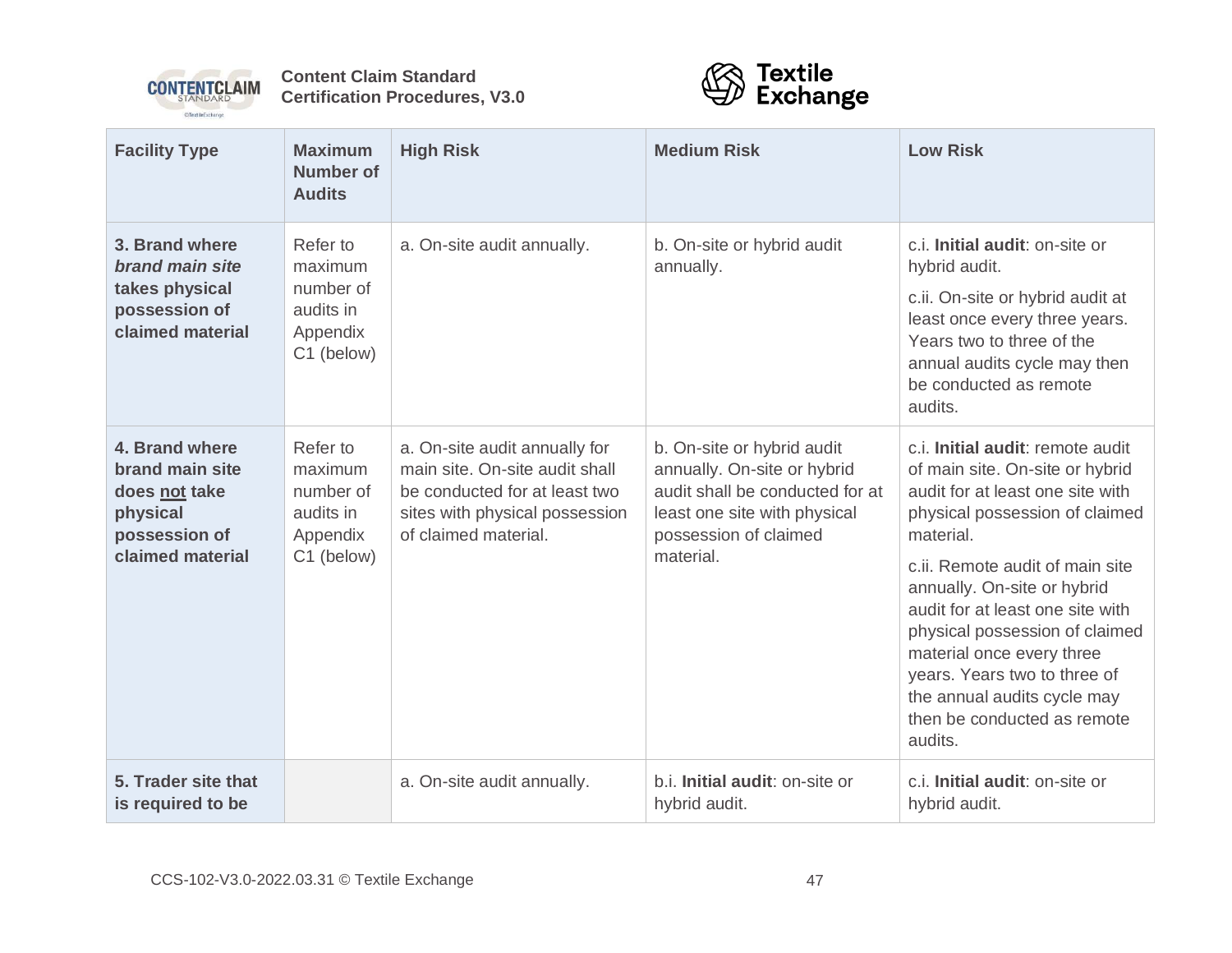| Facility Type | Maximum Number of Audits | High Risk | Medium Risk | Low Risk |
|---|---|---|---|---|
| **3. Brand where *brand main site* takes physical possession of claimed material** | Refer to maximum number of audits in Appendix C1 (below) | a. On-site audit annually. | b. On-site or hybrid audit annually. | c.i. **Initial audit**: on-site or hybrid audit.<br>c.ii. On-site or hybrid audit at least once every three years. Years two to three of the annual audits cycle may then be conducted as remote audits. |
| **4. Brand where brand main site does <u>not</u> take physical possession of claimed material** | Refer to maximum number of audits in Appendix C1 (below) | a. On-site audit annually for main site. On-site audit shall be conducted for at least two sites with physical possession of claimed material. | b. On-site or hybrid audit annually. On-site or hybrid audit shall be conducted for at least one site with physical possession of claimed material. | c.i. **Initial audit**: remote audit of main site. On-site or hybrid audit for at least one site with physical possession of claimed material.<br>c.ii. Remote audit of main site annually. On-site or hybrid audit for at least one site with physical possession of claimed material once every three years. Years two to three of the annual audits cycle may then be conducted as remote audits. |
| **5. Trader site that is required to be** | | a. On-site audit annually. | b.i. **Initial audit**: on-site or hybrid audit. | c.i. **Initial audit**: on-site or hybrid audit. |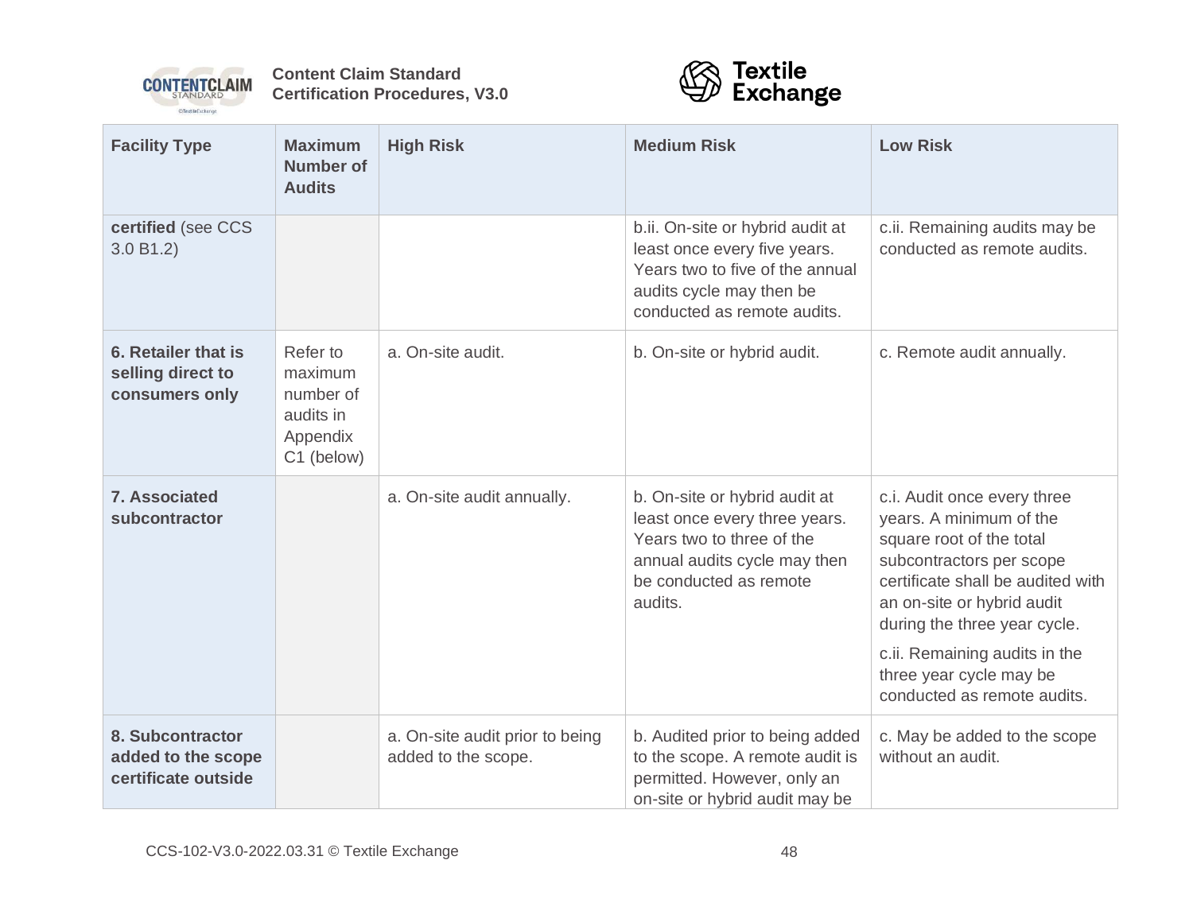| Facility Type | Maximum Number of Audits | High Risk | Medium Risk | Low Risk |
|---|---|---|---|---|
| **certified** (see CCS 3.0 B1.2) | | | b.ii. On-site or hybrid audit at least once every five years. Years two to five of the annual audits cycle may then be conducted as remote audits. | c.ii. Remaining audits may be conducted as remote audits. |
| **6. Retailer that is selling direct to consumers only** | Refer to maximum number of audits in Appendix C1 (below) | a. On-site audit. | b. On-site or hybrid audit. | c. Remote audit annually. |
| **7. Associated subcontractor** | | a. On-site audit annually. | b. On-site or hybrid audit at least once every three years. Years two to three of the annual audits cycle may then be conducted as remote audits. | c.i. Audit once every three years. A minimum of the square root of the total subcontractors per scope certificate shall be audited with an on-site or hybrid audit during the three year cycle.<br><br>c.ii. Remaining audits in the three year cycle may be conducted as remote audits. |
| **8. Subcontractor added to the scope certificate outside** | | a. On-site audit prior to being added to the scope. | b. Audited prior to being added to the scope. A remote audit is permitted. However, only an on-site or hybrid audit may be | c. May be added to the scope without an audit. |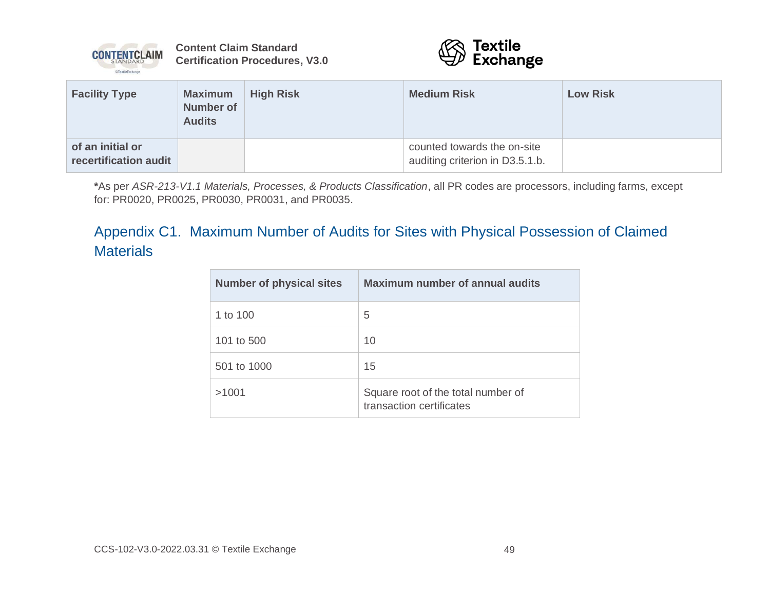| Facility Type | Maximum Number of Audits | High Risk | Medium Risk | Low Risk |
| --- | --- | --- | --- | --- |
| of an initial or recertification audit | | | counted towards the on-site auditing criterion in D3.5.1.b. | |

***As per *ASR-213-V1.1 Materials, Processes, & Products Classification*, all PR codes are processors, including farms, except for: PR0020, PR0025, PR0030, PR0031, and PR0035.

## Appendix C1. Maximum Number of Audits for Sites with Physical Possession of Claimed Materials

| Number of physical sites | Maximum number of annual audits |
| --- | --- |
| 1 to 100 | 5 |
| 101 to 500 | 10 |
| 501 to 1000 | 15 |
| >1001 | Square root of the total number of transaction certificates |

CCS-102-V3.0-2022.03.31 © Textile Exchange